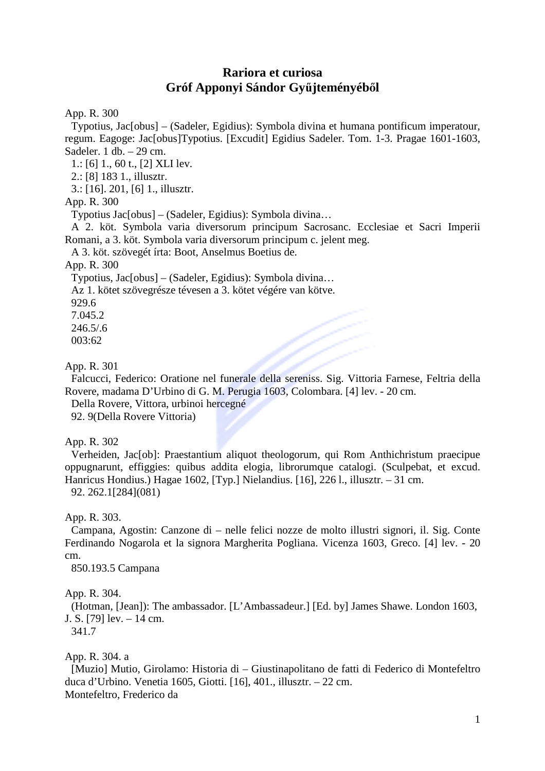# Rariora et curiosa
# Gróf Apponyi Sándor Gyűjteményéből

App. R. 300
Typotius, Jac[obus] – (Sadeler, Egidius): Symbola divina et humana pontificum imperatour, regum. Eagoge: Jac[obus]Typotius. [Excudit] Egidius Sadeler. Tom. 1-3. Pragae 1601-1603, Sadeler. 1 db. – 29 cm.
1.: [6] 1., 60 t., [2] XLI lev.
2.: [8] 183 1., illusztr.
3.: [16]. 201, [6] 1., illusztr.
App. R. 300
Typotius Jac[obus] – (Sadeler, Egidius): Symbola divina…
A 2. köt. Symbola varia diversorum principum Sacrosanc. Ecclesiae et Sacri Imperii Romani, a 3. köt. Symbola varia diversorum principum c. jelent meg.
A 3. köt. szövegét írta: Boot, Anselmus Boetius de.
App. R. 300
Typotius, Jac[obus] – (Sadeler, Egidius): Symbola divina…
Az 1. kötet szövegrésze tévesen a 3. kötet végére van kötve.
929.6
7.045.2
246.5/.6
003:62

App. R. 301
Falcucci, Federico: Oratione nel funerale della sereniss. Sig. Vittoria Farnese, Feltria della Rovere, madama D'Urbino di G. M. Perugia 1603, Colombara. [4] lev. - 20 cm.
Della Rovere, Vittora, urbinoi hercegné
92. 9(Della Rovere Vittoria)

App. R. 302
Verheiden, Jac[ob]: Praestantium aliquot theologorum, qui Rom Anthichristum praecipue oppugnarunt, effiggies: quibus addita elogia, librorumque catalogi. (Sculpebat, et excud. Hanricus Hondius.) Hagae 1602, [Typ.] Nielandius. [16], 226 l., illusztr. – 31 cm.
92. 262.1[284](081)

App. R. 303.
Campana, Agostin: Canzone di – nelle felici nozze de molto illustri signori, il. Sig. Conte Ferdinando Nogarola et la signora Margherita Pogliana. Vicenza 1603, Greco. [4] lev. - 20 cm.
850.193.5 Campana

App. R. 304.
(Hotman, [Jean]): The ambassador. [L'Ambassadeur.] [Ed. by] James Shawe. London 1603, J. S. [79] lev. – 14 cm.
341.7

App. R. 304. a
[Muzio] Mutio, Girolamo: Historia di – Giustinapolitano de fatti di Federico di Montefeltro duca d'Urbino. Venetia 1605, Giotti. [16], 401., illusztr. – 22 cm.
Montefeltro, Frederico da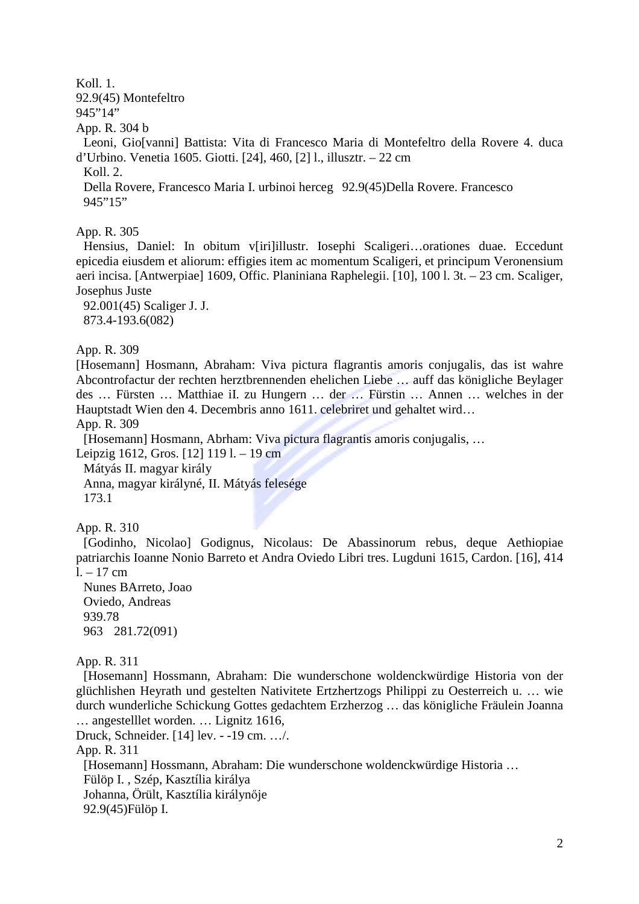Koll. 1.
92.9(45) Montefeltro
945”14”
App. R. 304 b
Leoni, Gio[vanni] Battista: Vita di Francesco Maria di Montefeltro della Rovere 4. duca d’Urbino. Venetia 1605. Giotti. [24], 460, [2] l., illusztr. – 22 cm
Koll. 2.
Della Rovere, Francesco Maria I. urbinoi herceg 92.9(45)Della Rovere. Francesco
945”15”

App. R. 305
Hensius, Daniel: In obitum v[iri]illustr. Iosephi Scaligeri…orationes duae. Eccedunt epicedia eiusdem et aliorum: effigies item ac momentum Scaligeri, et principum Veronensium aeri incisa. [Antwerpiae] 1609, Offic. Planiniana Raphelegii. [10], 100 l. 3t. – 23 cm. Scaliger, Josephus Juste
92.001(45) Scaliger J. J.
873.4-193.6(082)

App. R. 309
[Hosemann] Hosmann, Abraham: Viva pictura flagrantis amoris conjugalis, das ist wahre Abcontrofactur der rechten herztbrennenden ehelichen Liebe … auff das königliche Beylager des … Fürsten … Matthiae iI. zu Hungern … der … Fürstin … Annen … welches in der Hauptstadt Wien den 4. Decembris anno 1611. celebriret und gehaltet wird…
App. R. 309
[Hosemann] Hosmann, Abrham: Viva pictura flagrantis amoris conjugalis, …
Leipzig 1612, Gros. [12] 119 l. – 19 cm
Mátyás II. magyar király
Anna, magyar királyné, II. Mátyás felesége
173.1

App. R. 310
[Godinho, Nicolao] Godignus, Nicolaus: De Abassinorum rebus, deque Aethiopiae patriarchis Ioanne Nonio Barreto et Andra Oviedo Libri tres. Lugduni 1615, Cardon. [16], 414 l. – 17 cm
Nunes BArreto, Joao
Oviedo, Andreas
939.78
963 281.72(091)

App. R. 311
[Hosemann] Hossmann, Abraham: Die wunderschone woldenckwürdige Historia von der glüchlishen Heyrath und gestelten Nativitete Ertzhertzogs Philippi zu Oesterreich u. … wie durch wunderliche Schickung Gottes gedachtem Erzherzog … das königliche Fräulein Joanna … angestelllet worden. … Lignitz 1616,
Druck, Schneider. [14] lev. - -19 cm. …/.
App. R. 311
[Hosemann] Hossmann, Abraham: Die wunderschone woldenckwürdige Historia …
Fülöp I. , Szép, Kasztília királya
Johanna, Örült, Kasztília királynője
92.9(45)Fülöp I.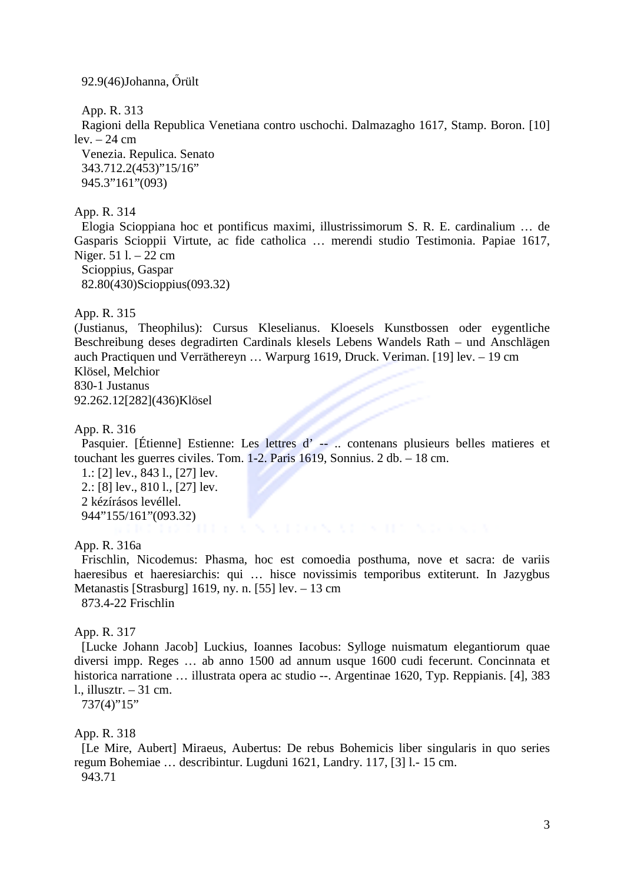92.9(46)Johanna, Őrült

App. R. 313
Ragioni della Republica Venetiana contro uschochi. Dalmazagho 1617, Stamp. Boron. [10] lev. – 24 cm
Venezia. Repulica. Senato
343.712.2(453)”15/16”
945.3”161”(093)

App. R. 314
Elogia Scioppiana hoc et pontificus maximi, illustrissimorum S. R. E. cardinalium … de Gasparis Scioppii Virtute, ac fide catholica … merendi studio Testimonia. Papiae 1617, Niger. 51 l. – 22 cm
Scioppius, Gaspar
82.80(430)Scioppius(093.32)

App. R. 315
(Justianus, Theophilus): Cursus Kleselianus. Kloesels Kunstbossen oder eygentliche Beschreibung deses degradirten Cardinals klesels Lebens Wandels Rath – und Anschlägen auch Practiquen und Verräthereyn … Warpurg 1619, Druck. Veriman. [19] lev. – 19 cm
Klösel, Melchior
830-1 Justanus
92.262.12[282](436)Klösel

App. R. 316
Pasquier. [Étienne] Estienne: Les lettres d’ -- .. contenans plusieurs belles matieres et touchant les guerres civiles. Tom. 1-2. Paris 1619, Sonnius. 2 db. – 18 cm.
1.: [2] lev., 843 l., [27] lev.
2.: [8] lev., 810 l., [27] lev.
2 kézírásos levéllel.
944”155/161”(093.32)

App. R. 316a
Frischlin, Nicodemus: Phasma, hoc est comoedia posthuma, nove et sacra: de variis haeresibus et haeresiarchis: qui … hisce novissimis temporibus extiterunt. In Jazygbus Metanastis [Strasburg] 1619, ny. n. [55] lev. – 13 cm
873.4-22 Frischlin

App. R. 317
[Lucke Johann Jacob] Luckius, Ioannes Iacobus: Sylloge nuismatum elegantiorum quae diversi impp. Reges … ab anno 1500 ad annum usque 1600 cudi fecerunt. Concinnata et historica narratione … illustrata opera ac studio --. Argentinae 1620, Typ. Reppianis. [4], 383 l., illusztr. – 31 cm.
737(4)”15”

App. R. 318
[Le Mire, Aubert] Miraeus, Aubertus: De rebus Bohemicis liber singularis in quo series regum Bohemiae … describintur. Lugduni 1621, Landry. 117, [3] l.- 15 cm.
943.71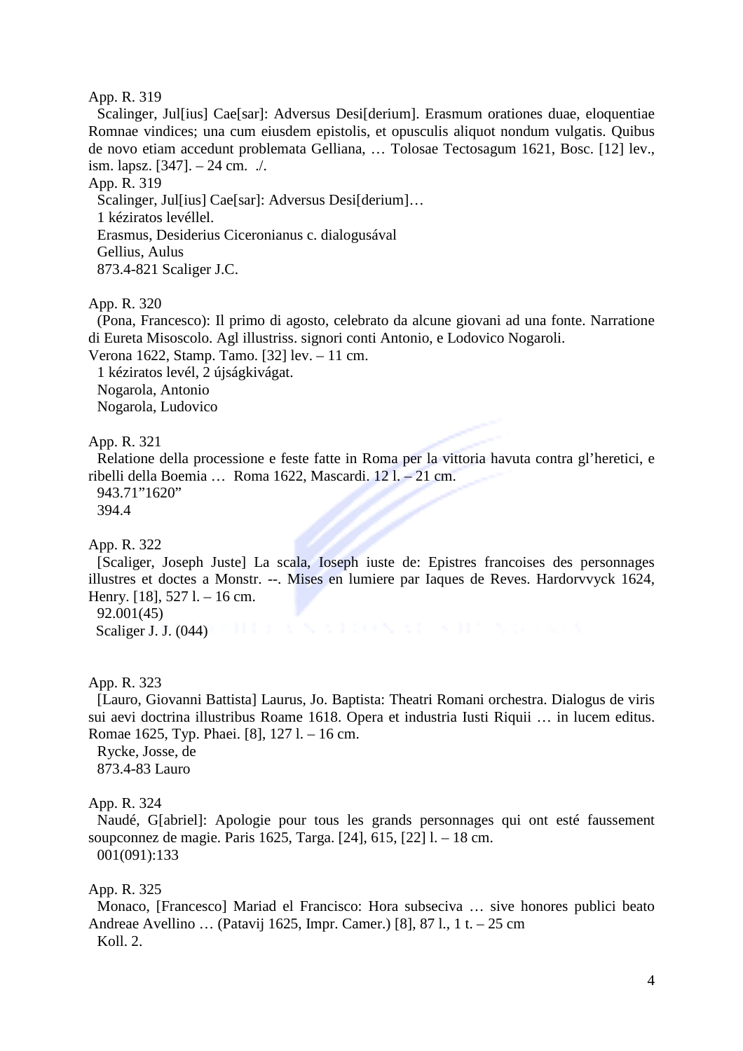App. R. 319

Scalinger, Jul[ius] Cae[sar]: Adversus Desi[derium]. Erasmum orationes duae, eloquentiae Romnae vindices; una cum eiusdem epistolis, et opusculis aliquot nondum vulgatis. Quibus de novo etiam accedunt problemata Gelliana, … Tolosae Tectosagum 1621, Bosc. [12] lev., ism. lapsz. [347]. – 24 cm. ./.

App. R. 319

Scalinger, Jul[ius] Cae[sar]: Adversus Desi[derium]…
1 kéziratos levéllel.
Erasmus, Desiderius Ciceronianus c. dialogusával
Gellius, Aulus
873.4-821 Scaliger J.C.

App. R. 320

(Pona, Francesco): Il primo di agosto, celebrato da alcune giovani ad una fonte. Narratione di Eureta Misoscolo. Agl illustriss. signori conti Antonio, e Lodovico Nogaroli.
Verona 1622, Stamp. Tamo. [32] lev. – 11 cm.
1 kéziratos levél, 2 újságkivágat.
Nogarola, Antonio
Nogarola, Ludovico

App. R. 321

Relatione della processione e feste fatte in Roma per la vittoria havuta contra gl'heretici, e ribelli della Boemia … Roma 1622, Mascardi. 12 l. – 21 cm.
943.71"1620"
394.4

App. R. 322

[Scaliger, Joseph Juste] La scala, Ioseph iuste de: Epistres francoises des personnages illustres et doctes a Monstr. --. Mises en lumiere par Iaques de Reves. Hardorvvyck 1624, Henry. [18], 527 l. – 16 cm.
92.001(45)
Scaliger J. J. (044)

App. R. 323

[Lauro, Giovanni Battista] Laurus, Jo. Baptista: Theatri Romani orchestra. Dialogus de viris sui aevi doctrina illustribus Roame 1618. Opera et industria Iusti Riquii … in lucem editus. Romae 1625, Typ. Phaei. [8], 127 l. – 16 cm.
Rycke, Josse, de
873.4-83 Lauro

App. R. 324

Naudé, G[abriel]: Apologie pour tous les grands personnages qui ont esté faussement soupconnez de magie. Paris 1625, Targa. [24], 615, [22] l. – 18 cm.
001(091):133

App. R. 325

Monaco, [Francesco] Mariad el Francisco: Hora subseciva … sive honores publici beato Andreae Avellino … (Patavij 1625, Impr. Camer.) [8], 87 l., 1 t. – 25 cm
Koll. 2.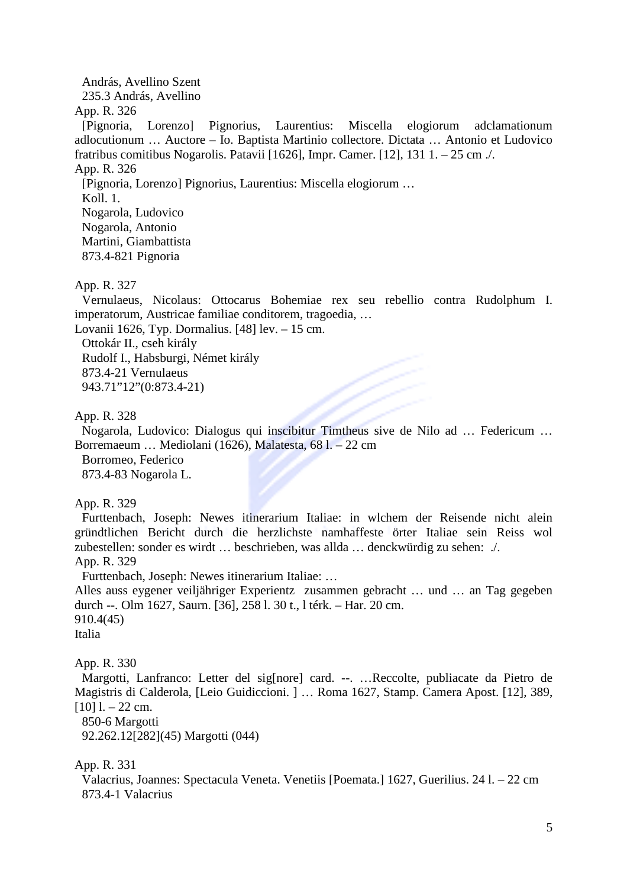András, Avellino Szent
235.3 András, Avellino

App. R. 326
[Pignoria, Lorenzo] Pignorius, Laurentius: Miscella elogiorum adclamationum adlocutionum … Auctore – Io. Baptista Martinio collectore. Dictata … Antonio et Ludovico fratribus comitibus Nogarolis. Patavii [1626], Impr. Camer. [12], 131 1. – 25 cm ./.

App. R. 326
[Pignoria, Lorenzo] Pignorius, Laurentius: Miscella elogiorum …
Koll. 1.
Nogarola, Ludovico
Nogarola, Antonio
Martini, Giambattista
873.4-821 Pignoria

App. R. 327
Vernulaeus, Nicolaus: Ottocarus Bohemiae rex seu rebellio contra Rudolphum I. imperatorum, Austricae familiae conditorem, tragoedia, …
Lovanii 1626, Typ. Dormalius. [48] lev. – 15 cm.
Ottokár II., cseh király
Rudolf I., Habsburgi, Német király
873.4-21 Vernulaeus
943.71"12"(0:873.4-21)

App. R. 328
Nogarola, Ludovico: Dialogus qui inscibitur Timtheus sive de Nilo ad … Federicum … Borremaeum … Mediolani (1626), Malatesta, 68 l. – 22 cm
Borromeo, Federico
873.4-83 Nogarola L.

App. R. 329
Furttenbach, Joseph: Newes itinerarium Italiae: in wlchem der Reisende nicht alein gründtlichen Bericht durch die herzlichste namhaffeste örter Italiae sein Reiss wol zubestellen: sonder es wirdt … beschrieben, was allda … denckwürdig zu sehen: ./.

App. R. 329
Furttenbach, Joseph: Newes itinerarium Italiae: …
Alles auss eygener veiljähriger Experientz zusammen gebracht … und … an Tag gegeben durch --. Olm 1627, Saurn. [36], 258 l. 30 t., l térk. – Har. 20 cm.
910.4(45)
Italia

App. R. 330
Margotti, Lanfranco: Letter del sig[nore] card. --. …Reccolte, publiacate da Pietro de Magistris di Calderola, [Leio Guidiccioni. ] … Roma 1627, Stamp. Camera Apost. [12], 389, [10] l. – 22 cm.
850-6 Margotti
92.262.12[282](45) Margotti (044)

App. R. 331
Valacrius, Joannes: Spectacula Veneta. Venetiis [Poemata.] 1627, Guerilius. 24 l. – 22 cm
873.4-1 Valacrius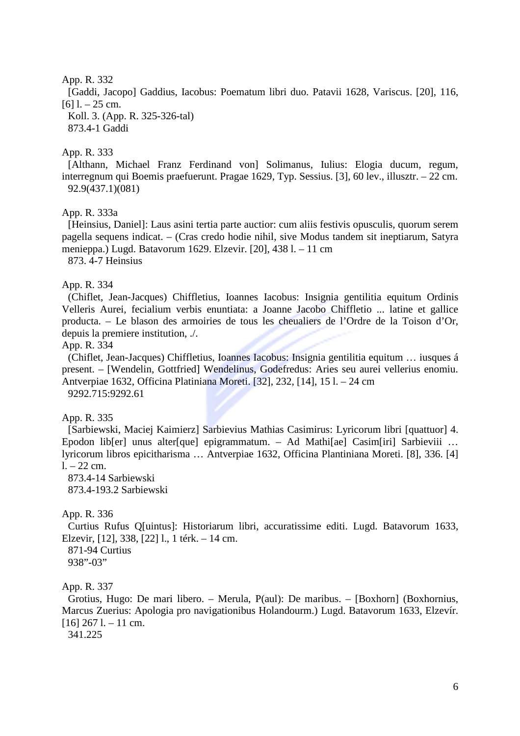App. R. 332
[Gaddi, Jacopo] Gaddius, Iacobus: Poematum libri duo. Patavii 1628, Variscus. [20], 116, [6] l. – 25 cm.
Koll. 3. (App. R. 325-326-tal)
873.4-1 Gaddi

App. R. 333
[Althann, Michael Franz Ferdinand von] Solimanus, Iulius: Elogia ducum, regum, interregnum qui Boemis praefuerunt. Pragae 1629, Typ. Sessius. [3], 60 lev., illusztr. – 22 cm.
92.9(437.1)(081)

App. R. 333a
[Heinsius, Daniel]: Laus asini tertia parte auctior: cum aliis festivis opusculis, quorum serem pagella sequens indicat. – (Cras credo hodie nihil, sive Modus tandem sit ineptiarum, Satyra menieppa.) Lugd. Batavorum 1629. Elzevir. [20], 438 l. – 11 cm
873. 4-7 Heinsius

App. R. 334
(Chiflet, Jean-Jacques) Chiffletius, Ioannes Iacobus: Insignia gentilitia equitum Ordinis Velleris Aurei, fecialium verbis enuntiata: a Joanne Jacobo Chiffletio ... latine et gallice producta. – Le blason des armoiries de tous les cheualiers de l'Ordre de la Toison d'Or, depuis la premiere institution, ./.
App. R. 334
(Chiflet, Jean-Jacques) Chiffletius, Ioannes Iacobus: Insignia gentilitia equitum … iusques á present. – [Wendelin, Gottfried] Wendelinus, Godefredus: Aries seu aurei vellerius enomiu. Antverpiae 1632, Officina Platiniana Moreti. [32], 232, [14], 15 l. – 24 cm
9292.715:9292.61

App. R. 335
[Sarbiewski, Maciej Kaimierz] Sarbievius Mathias Casimirus: Lyricorum libri [quattuor] 4. Epodon lib[er] unus alter[que] epigrammatum. – Ad Mathi[ae] Casim[iri] Sarbieviii … lyricorum libros epicitharisma … Antverpiae 1632, Officina Plantiniana Moreti. [8], 336. [4] l. – 22 cm.
873.4-14 Sarbiewski
873.4-193.2 Sarbiewski

App. R. 336
Curtius Rufus Q[uintus]: Historiarum libri, accuratissime editi. Lugd. Batavorum 1633, Elzevir, [12], 338, [22] l., 1 térk. – 14 cm.
871-94 Curtius
938"-03"

App. R. 337
Grotius, Hugo: De mari libero. – Merula, P(aul): De maribus. – [Boxhorn] (Boxhornius, Marcus Zuerius: Apologia pro navigationibus Holandourm.) Lugd. Batavorum 1633, Elzevír. [16] 267 l. – 11 cm.
341.225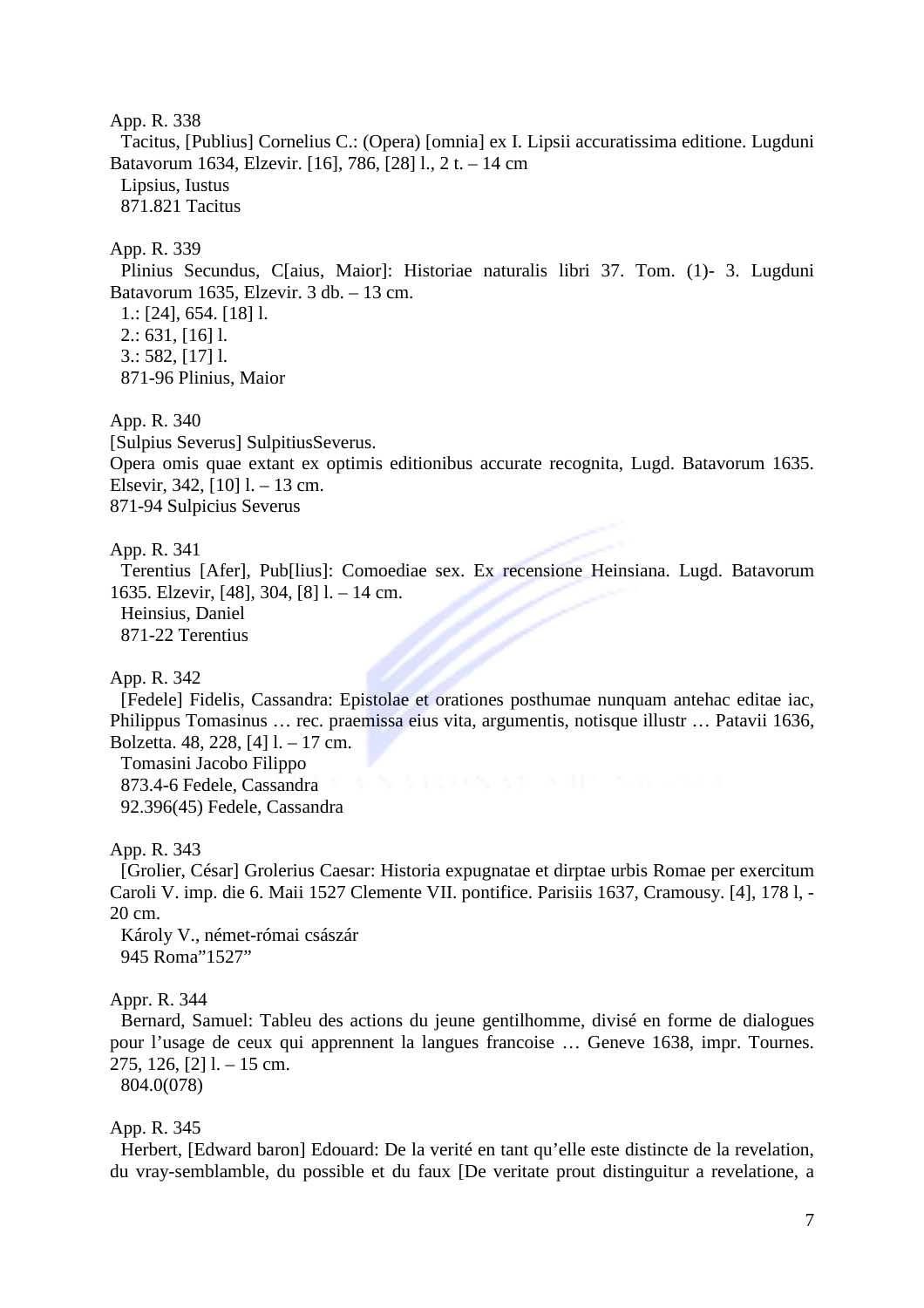App. R. 338
Tacitus, [Publius] Cornelius C.: (Opera) [omnia] ex I. Lipsii accuratissima editione. Lugduni Batavorum 1634, Elzevir. [16], 786, [28] l., 2 t. – 14 cm
Lipsius, Iustus
871.821 Tacitus

App. R. 339
Plinius Secundus, C[aius, Maior]: Historiae naturalis libri 37. Tom. (1)- 3. Lugduni Batavorum 1635, Elzevir. 3 db. – 13 cm.
1.: [24], 654. [18] l.
2.: 631, [16] l.
3.: 582, [17] l.
871-96 Plinius, Maior

App. R. 340
[Sulpius Severus] SulpitiusSeverus.
Opera omis quae extant ex optimis editionibus accurate recognita, Lugd. Batavorum 1635. Elsevir, 342, [10] l. – 13 cm.
871-94 Sulpicius Severus

App. R. 341
Terentius [Afer], Pub[lius]: Comoediae sex. Ex recensione Heinsiana. Lugd. Batavorum 1635. Elzevir, [48], 304, [8] l. – 14 cm.
Heinsius, Daniel
871-22 Terentius

App. R. 342
[Fedele] Fidelis, Cassandra: Epistolae et orationes posthumae nunquam antehac editae iac, Philippus Tomasinus … rec. praemissa eius vita, argumentis, notisque illustr … Patavii 1636, Bolzetta. 48, 228, [4] l. – 17 cm.
Tomasini Jacobo Filippo
873.4-6 Fedele, Cassandra
92.396(45) Fedele, Cassandra

App. R. 343
[Grolier, César] Grolerius Caesar: Historia expugnatae et dirptae urbis Romae per exercitum Caroli V. imp. die 6. Maii 1527 Clemente VII. pontifice. Parisiis 1637, Cramousy. [4], 178 l, - 20 cm.
Károly V., német-római császár
945 Roma"1527"

Appr. R. 344
Bernard, Samuel: Tableu des actions du jeune gentilhomme, divisé en forme de dialogues pour l'usage de ceux qui apprennent la langues francoise … Geneve 1638, impr. Tournes. 275, 126, [2] l. – 15 cm.
804.0(078)

App. R. 345
Herbert, [Edward baron] Edouard: De la verité en tant qu'elle este distincte de la revelation, du vray-semblamble, du possible et du faux [De veritate prout distinguitur a revelatione, a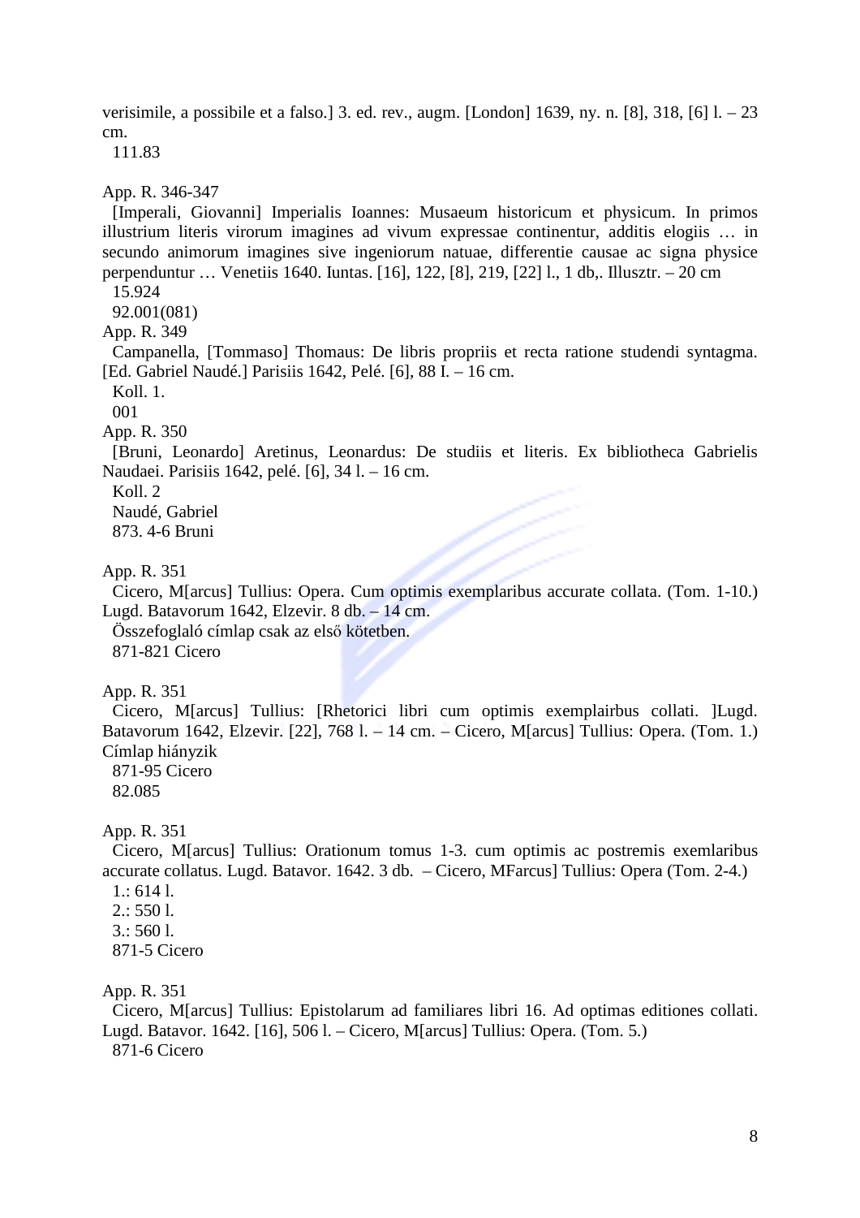verisimile, a possibile et a falso.] 3. ed. rev., augm. [London] 1639, ny. n. [8], 318, [6] l. – 23 cm.
111.83

App. R. 346-347
[Imperali, Giovanni] Imperialis Ioannes: Musaeum historicum et physicum. In primos illustrium literis virorum imagines ad vivum expressae continentur, additis elogiis … in secundo animorum imagines sive ingeniorum natuae, differentie causae ac signa physice perpenduntur … Venetiis 1640. Iuntas. [16], 122, [8], 219, [22] l., 1 db,. Illusztr. – 20 cm
15.924
92.001(081)

App. R. 349
Campanella, [Tommaso] Thomaus: De libris propriis et recta ratione studendi syntagma. [Ed. Gabriel Naudé.] Parisiis 1642, Pelé. [6], 88 I. – 16 cm.
Koll. 1.
001

App. R. 350
[Bruni, Leonardo] Aretinus, Leonardus: De studiis et literis. Ex bibliotheca Gabrielis Naudaei. Parisiis 1642, pelé. [6], 34 l. – 16 cm.
Koll. 2
Naudé, Gabriel
873. 4-6 Bruni

App. R. 351
Cicero, M[arcus] Tullius: Opera. Cum optimis exemplaribus accurate collata. (Tom. 1-10.) Lugd. Batavorum 1642, Elzevir. 8 db. – 14 cm.
Összefoglaló címlap csak az első kötetben.
871-821 Cicero

App. R. 351
Cicero, M[arcus] Tullius: [Rhetorici libri cum optimis exemplairbus collati. ]Lugd. Batavorum 1642, Elzevir. [22], 768 l. – 14 cm. – Cicero, M[arcus] Tullius: Opera. (Tom. 1.) Címlap hiányzik
871-95 Cicero
82.085

App. R. 351
Cicero, M[arcus] Tullius: Orationum tomus 1-3. cum optimis ac postremis exemlaribus accurate collatus. Lugd. Batavor. 1642. 3 db. – Cicero, MFarcus] Tullius: Opera (Tom. 2-4.)
1.: 614 l.
2.: 550 l.
3.: 560 l.
871-5 Cicero

App. R. 351
Cicero, M[arcus] Tullius: Epistolarum ad familiares libri 16. Ad optimas editiones collati. Lugd. Batavor. 1642. [16], 506 l. – Cicero, M[arcus] Tullius: Opera. (Tom. 5.)
871-6 Cicero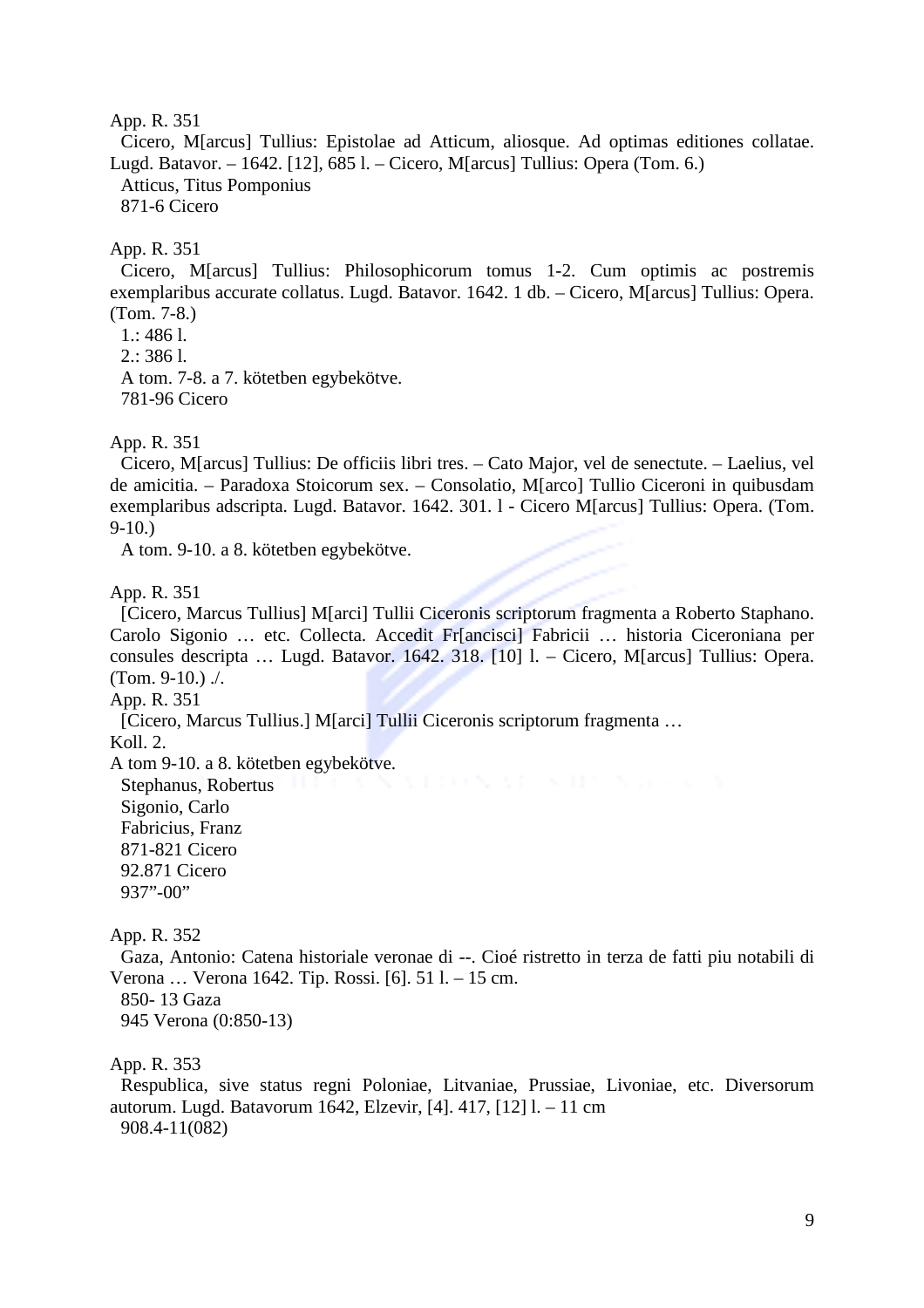App. R. 351
Cicero, M[arcus] Tullius: Epistolae ad Atticum, aliosque. Ad optimas editiones collatae. Lugd. Batavor. – 1642. [12], 685 l. – Cicero, M[arcus] Tullius: Opera (Tom. 6.)
Atticus, Titus Pomponius
871-6 Cicero

App. R. 351
Cicero, M[arcus] Tullius: Philosophicorum tomus 1-2. Cum optimis ac postremis exemplaribus accurate collatus. Lugd. Batavor. 1642. 1 db. – Cicero, M[arcus] Tullius: Opera. (Tom. 7-8.)
1.: 486 l.
2.: 386 l.
A tom. 7-8. a 7. kötetben egybekötve.
781-96 Cicero

App. R. 351
Cicero, M[arcus] Tullius: De officiis libri tres. – Cato Major, vel de senectute. – Laelius, vel de amicitia. – Paradoxa Stoicorum sex. – Consolatio, M[arco] Tullio Ciceroni in quibusdam exemplaribus adscripta. Lugd. Batavor. 1642. 301. l - Cicero M[arcus] Tullius: Opera. (Tom. 9-10.)
A tom. 9-10. a 8. kötetben egybekötve.

App. R. 351
[Cicero, Marcus Tullius] M[arci] Tullii Ciceronis scriptorum fragmenta a Roberto Staphano. Carolo Sigonio … etc. Collecta. Accedit Fr[ancisci] Fabricii … historia Ciceroniana per consules descripta … Lugd. Batavor. 1642. 318. [10] l. – Cicero, M[arcus] Tullius: Opera. (Tom. 9-10.) ./.
App. R. 351
[Cicero, Marcus Tullius.] M[arci] Tullii Ciceronis scriptorum fragmenta …
Koll. 2.
A tom 9-10. a 8. kötetben egybekötve.
Stephanus, Robertus
Sigonio, Carlo
Fabricius, Franz
871-821 Cicero
92.871 Cicero
937”-00”

App. R. 352
Gaza, Antonio: Catena historiale veronae di --. Cioé ristretto in terza de fatti piu notabili di Verona … Verona 1642. Tip. Rossi. [6]. 51 l. – 15 cm.
850- 13 Gaza
945 Verona (0:850-13)

App. R. 353
Respublica, sive status regni Poloniae, Litvaniae, Prussiae, Livoniae, etc. Diversorum autorum. Lugd. Batavorum 1642, Elzevir, [4]. 417, [12] l. – 11 cm
908.4-11(082)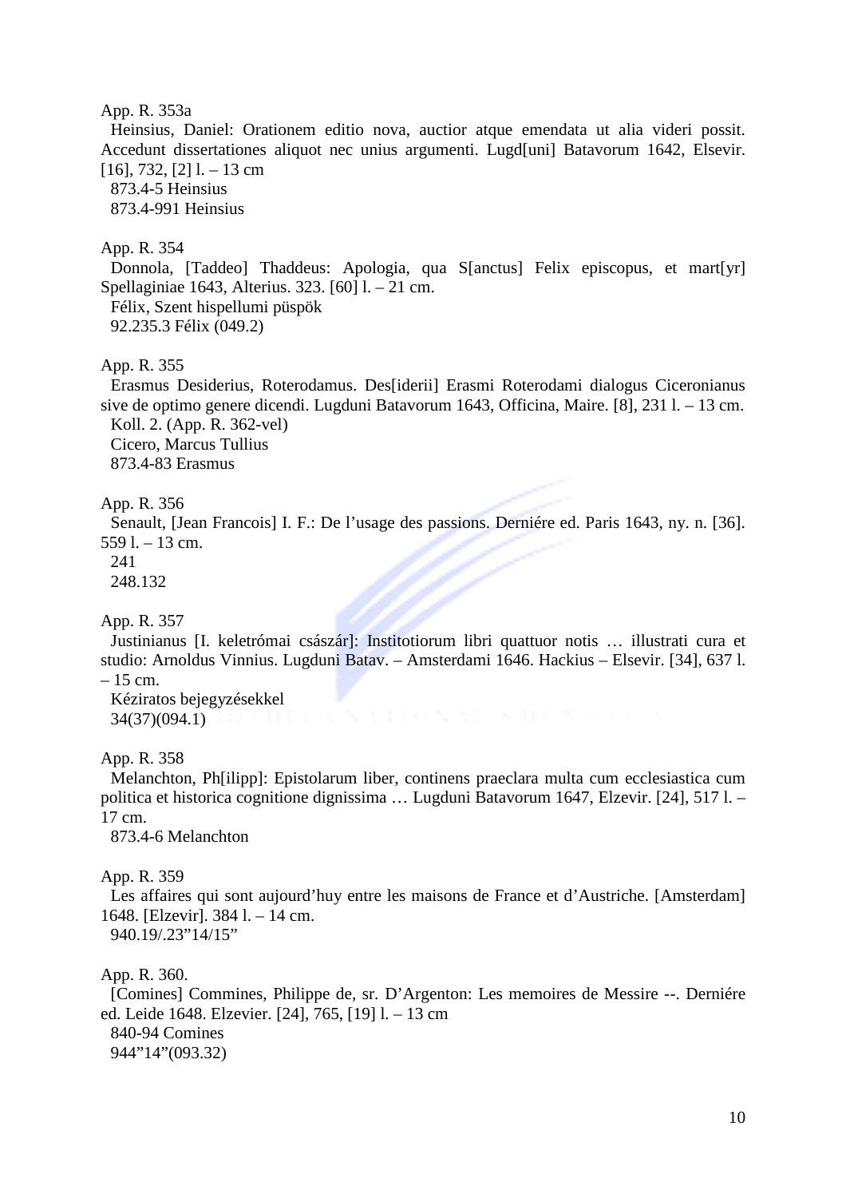App. R. 353a

Heinsius, Daniel: Orationem editio nova, auctior atque emendata ut alia videri possit. Accedunt dissertationes aliquot nec unius argumenti. Lugd[uni] Batavorum 1642, Elsevir. [16], 732, [2] l. – 13 cm

873.4-5 Heinsius

873.4-991 Heinsius

App. R. 354

Donnola, [Taddeo] Thaddeus: Apologia, qua S[anctus] Felix episcopus, et mart[yr] Spellaginiae 1643, Alterius. 323. [60] l. – 21 cm.

Félix, Szent hispellumi püspök

92.235.3 Félix (049.2)

App. R. 355

Erasmus Desiderius, Roterodamus. Des[iderii] Erasmi Roterodami dialogus Ciceronianus sive de optimo genere dicendi. Lugduni Batavorum 1643, Officina, Maire. [8], 231 l. – 13 cm.

Koll. 2. (App. R. 362-vel)

Cicero, Marcus Tullius

873.4-83 Erasmus

App. R. 356

Senault, [Jean Francois] I. F.: De l'usage des passions. Derniére ed. Paris 1643, ny. n. [36]. 559 l. – 13 cm.

241

248.132

App. R. 357

Justinianus [I. keletrómai császár]: Institotiorum libri quattuor notis … illustrati cura et studio: Arnoldus Vinnius. Lugduni Batav. – Amsterdami 1646. Hackius – Elsevir. [34], 637 l. – 15 cm.

Kéziratos bejegyzésekkel

34(37)(094.1)

App. R. 358

Melanchton, Ph[ilipp]: Epistolarum liber, continens praeclara multa cum ecclesiastica cum politica et historica cognitione dignissima … Lugduni Batavorum 1647, Elzevir. [24], 517 l. – 17 cm.

873.4-6 Melanchton

App. R. 359

Les affaires qui sont aujourd'huy entre les maisons de France et d'Austriche. [Amsterdam] 1648. [Elzevir]. 384 l. – 14 cm.

940.19/.23"14/15"

App. R. 360.

[Comines] Commines, Philippe de, sr. D'Argenton: Les memoires de Messire --. Derniére ed. Leide 1648. Elzevier. [24], 765, [19] l. – 13 cm

840-94 Comines

944"14"(093.32)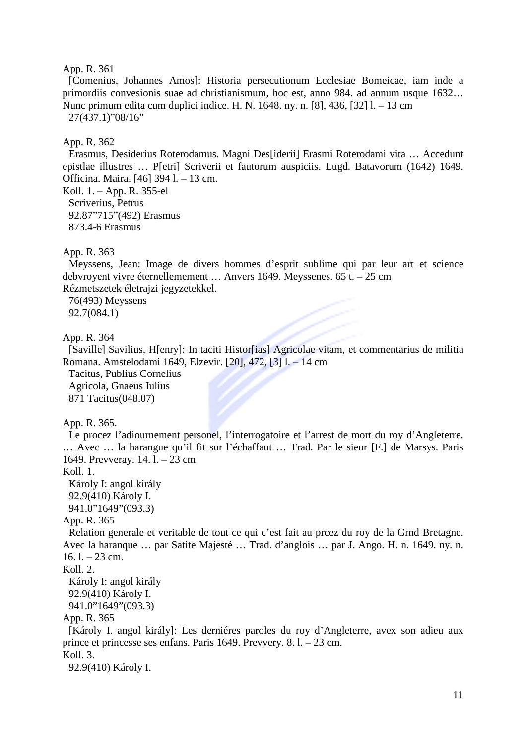App. R. 361

[Comenius, Johannes Amos]: Historia persecutionum Ecclesiae Bomeicae, iam inde a primordiis convesionis suae ad christianismum, hoc est, anno 984. ad annum usque 1632… Nunc primum edita cum duplici indice. H. N. 1648. ny. n. [8], 436, [32] l. – 13 cm

27(437.1)"08/16"

App. R. 362

Erasmus, Desiderius Roterodamus. Magni Des[iderii] Erasmi Roterodami vita … Accedunt epistlae illustres … P[etri] Scriverii et fautorum auspiciis. Lugd. Batavorum (1642) 1649. Officina. Maira. [46] 394 l. – 13 cm.

Koll. 1. – App. R. 355-el

Scriverius, Petrus

92.87"715"(492) Erasmus

873.4-6 Erasmus

App. R. 363

Meyssens, Jean: Image de divers hommes d'esprit sublime qui par leur art et science debvroyent vivre éternellemement … Anvers 1649. Meyssenes. 65 t. – 25 cm

Rézmetszetek életrajzi jegyzetekkel.

76(493) Meyssens

92.7(084.1)

App. R. 364

[Saville] Savilius, H[enry]: In taciti Histor[ias] Agricolae vitam, et commentarius de militia Romana. Amstelodami 1649, Elzevir. [20], 472, [3] l. – 14 cm

Tacitus, Publius Cornelius

Agricola, Gnaeus Iulius

871 Tacitus(048.07)

App. R. 365.

Le procez l'adiournement personel, l'interrogatoire et l'arrest de mort du roy d'Angleterre. … Avec … la harangue qu'il fit sur l'échaffaut … Trad. Par le sieur [F.] de Marsys. Paris 1649. Prevveray. 14. l. – 23 cm.

Koll. 1.

Károly I: angol király

92.9(410) Károly I.

941.0"1649"(093.3)

App. R. 365

Relation generale et veritable de tout ce qui c'est fait au prcez du roy de la Grnd Bretagne. Avec la haranque … par Satite Majesté … Trad. d'anglois … par J. Ango. H. n. 1649. ny. n. 16. l. – 23 cm.

Koll. 2.

Károly I: angol király

92.9(410) Károly I.

941.0"1649"(093.3)

App. R. 365

[Károly I. angol király]: Les derniéres paroles du roy d'Angleterre, avex son adieu aux prince et princesse ses enfans. Paris 1649. Prevvery. 8. l. – 23 cm.

Koll. 3.

92.9(410) Károly I.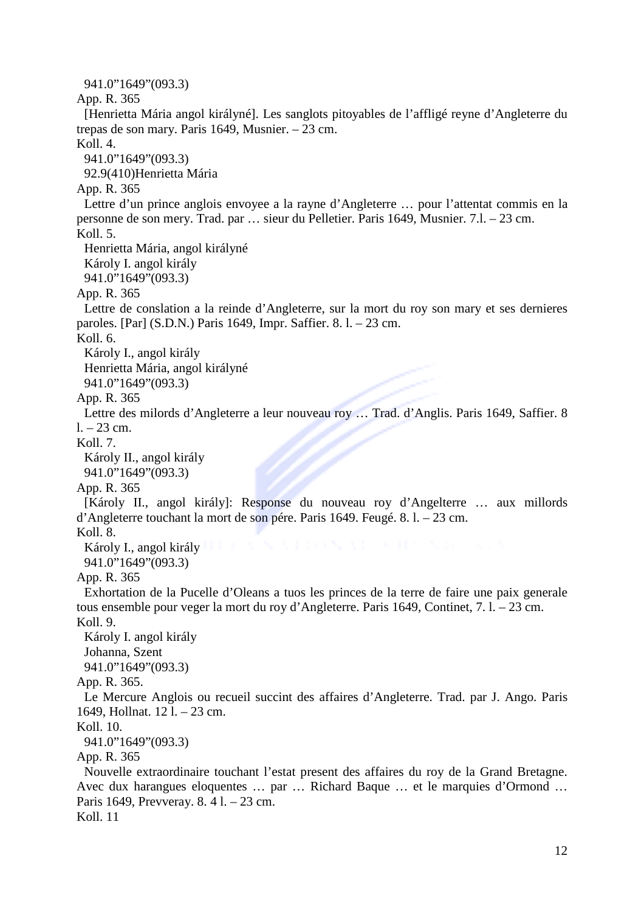941.0”1649”(093.3)

App. R. 365

[Henrietta Mária angol királyné]. Les sanglots pitoyables de l’affligé reyne d’Angleterre du trepas de son mary. Paris 1649, Musnier. – 23 cm.

Koll. 4.

941.0”1649”(093.3)

92.9(410)Henrietta Mária

App. R. 365

Lettre d’un prince anglois envoyee a la rayne d’Angleterre … pour l’attentat commis en la personne de son mery. Trad. par … sieur du Pelletier. Paris 1649, Musnier. 7.l. – 23 cm.

Koll. 5.

Henrietta Mária, angol királyné

Károly I. angol király

941.0”1649”(093.3)

App. R. 365

Lettre de conslation a la reinde d’Angleterre, sur la mort du roy son mary et ses dernieres paroles. [Par] (S.D.N.) Paris 1649, Impr. Saffier. 8. l. – 23 cm.

Koll. 6.

Károly I., angol király

Henrietta Mária, angol királyné

941.0”1649”(093.3)

App. R. 365

Lettre des milords d’Angleterre a leur nouveau roy … Trad. d’Anglis. Paris 1649, Saffier. 8 l. – 23 cm.

Koll. 7.

Károly II., angol király

941.0”1649”(093.3)

App. R. 365

[Károly II., angol király]: Response du nouveau roy d’Angelterre … aux millords d’Angleterre touchant la mort de son pére. Paris 1649. Feugé. 8. l. – 23 cm.

Koll. 8.

Károly I., angol király

941.0”1649”(093.3)

App. R. 365

Exhortation de la Pucelle d’Oleans a tuos les princes de la terre de faire une paix generale tous ensemble pour veger la mort du roy d’Angleterre. Paris 1649, Continet, 7. l. – 23 cm.

Koll. 9.

Károly I. angol király

Johanna, Szent

941.0”1649”(093.3)

App. R. 365.

Le Mercure Anglois ou recueil succint des affaires d’Angleterre. Trad. par J. Ango. Paris 1649, Hollnat. 12 l. – 23 cm.

Koll. 10.

941.0”1649”(093.3)

App. R. 365

Nouvelle extraordinaire touchant l’estat present des affaires du roy de la Grand Bretagne. Avec dux harangues eloquentes … par … Richard Baque … et le marquies d’Ormond … Paris 1649, Prevveray. 8. 4 l. – 23 cm.

Koll. 11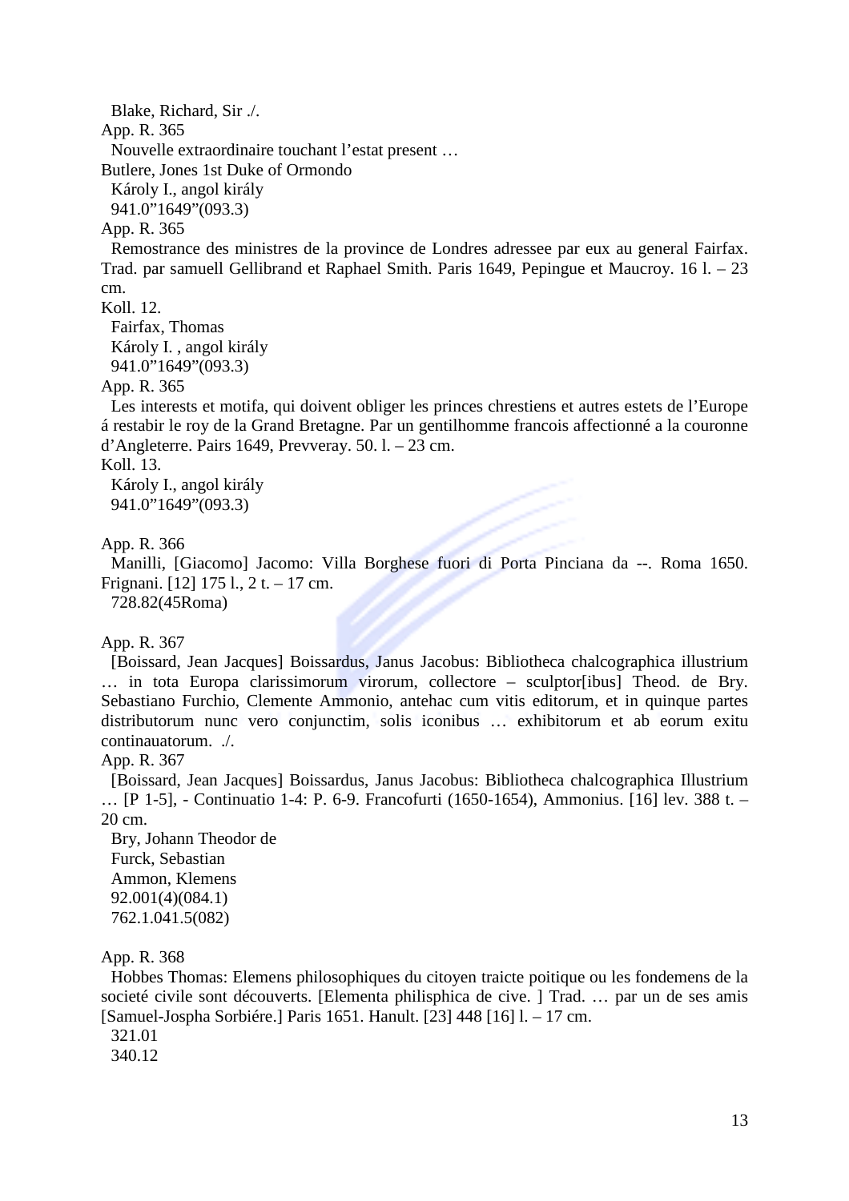Blake, Richard, Sir ./.

App. R. 365

Nouvelle extraordinaire touchant l'estat present …

Butlere, Jones 1st Duke of Ormondo

Károly I., angol király

941.0"1649"(093.3)

App. R. 365

Remostrance des ministres de la province de Londres adressee par eux au general Fairfax. Trad. par samuell Gellibrand et Raphael Smith. Paris 1649, Pepingue et Maucroy. 16 l. – 23 cm.

Koll. 12.

Fairfax, Thomas

Károly I. , angol király

941.0"1649"(093.3)

App. R. 365

Les interests et motifa, qui doivent obliger les princes chrestiens et autres estets de l'Europe á restabir le roy de la Grand Bretagne. Par un gentilhomme francois affectionné a la couronne d'Angleterre. Pairs 1649, Prevveray. 50. l. – 23 cm.

Koll. 13.

Károly I., angol király

941.0"1649"(093.3)

App. R. 366

Manilli, [Giacomo] Jacomo: Villa Borghese fuori di Porta Pinciana da --. Roma 1650. Frignani. [12] 175 l., 2 t. – 17 cm.

728.82(45Roma)

App. R. 367

[Boissard, Jean Jacques] Boissardus, Janus Jacobus: Bibliotheca chalcographica illustrium … in tota Europa clarissimorum virorum, collectore – sculptor[ibus] Theod. de Bry. Sebastiano Furchio, Clemente Ammonio, antehac cum vitis editorum, et in quinque partes distributorum nunc vero conjunctim, solis iconibus … exhibitorum et ab eorum exitu continauatorum. ./.

App. R. 367

[Boissard, Jean Jacques] Boissardus, Janus Jacobus: Bibliotheca chalcographica Illustrium … [P 1-5], - Continuatio 1-4: P. 6-9. Francofurti (1650-1654), Ammonius. [16] lev. 388 t. – 20 cm.

Bry, Johann Theodor de

Furck, Sebastian

Ammon, Klemens

92.001(4)(084.1)

762.1.041.5(082)

App. R. 368

Hobbes Thomas: Elemens philosophiques du citoyen traicte poitique ou les fondemens de la societé civile sont découverts. [Elementa philisphica de cive. ] Trad. … par un de ses amis [Samuel-Jospha Sorbiére.] Paris 1651. Hanult. [23] 448 [16] l. – 17 cm.

321.01

340.12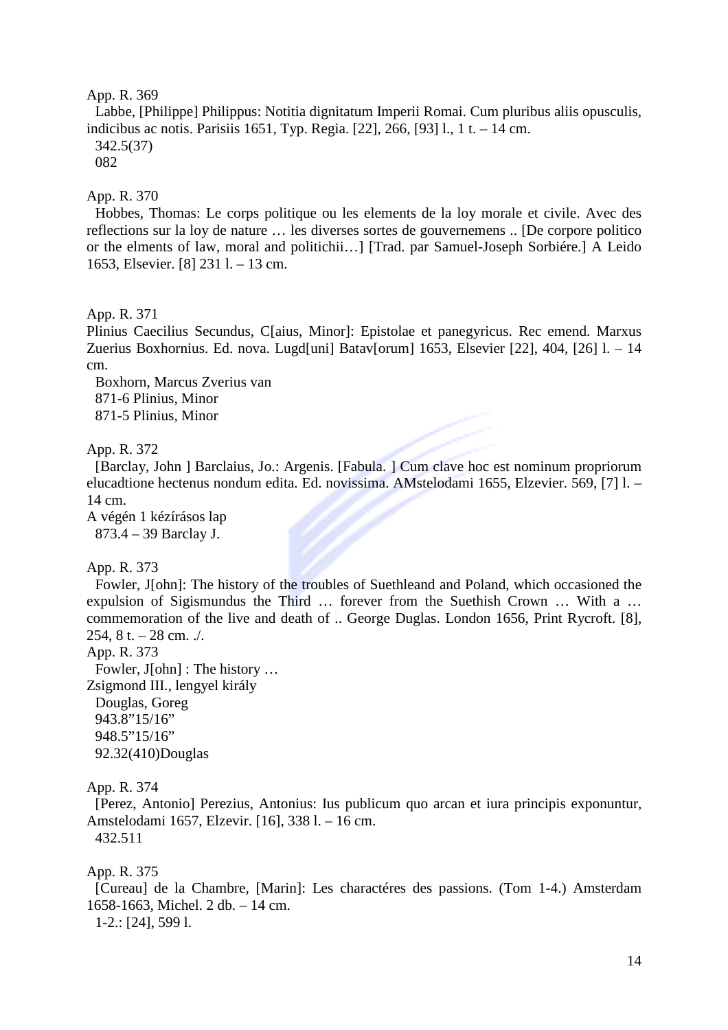App. R. 369

Labbe, [Philippe] Philippus: Notitia dignitatum Imperii Romai. Cum pluribus aliis opusculis, indicibus ac notis. Parisiis 1651, Typ. Regia. [22], 266, [93] l., 1 t. – 14 cm.

342.5(37)

082

App. R. 370

Hobbes, Thomas: Le corps politique ou les elements de la loy morale et civile. Avec des reflections sur la loy de nature … les diverses sortes de gouvernemens .. [De corpore politico or the elments of law, moral and politichii…] [Trad. par Samuel-Joseph Sorbiére.] A Leido 1653, Elsevier. [8] 231 l. – 13 cm.

App. R. 371

Plinius Caecilius Secundus, C[aius, Minor]: Epistolae et panegyricus. Rec emend. Marxus Zuerius Boxhornius. Ed. nova. Lugd[uni] Batav[orum] 1653, Elsevier [22], 404, [26] l. – 14 cm.

Boxhorn, Marcus Zverius van

871-6 Plinius, Minor

871-5 Plinius, Minor

App. R. 372

[Barclay, John ] Barclaius, Jo.: Argenis. [Fabula. ] Cum clave hoc est nominum propriorum elucadtione hectenus nondum edita. Ed. novissima. AMstelodami 1655, Elzevier. 569, [7] l. – 14 cm.

A végén 1 kézírásos lap

873.4 – 39 Barclay J.

App. R. 373

Fowler, J[ohn]: The history of the troubles of Suethleand and Poland, which occasioned the expulsion of Sigismundus the Third … forever from the Suethish Crown … With a … commemoration of the live and death of .. George Duglas. London 1656, Print Rycroft. [8], 254, 8 t. – 28 cm. ./.

App. R. 373

Fowler, J[ohn] : The history …

Zsigmond III., lengyel király

Douglas, Goreg

943.8”15/16”

948.5”15/16”

92.32(410)Douglas

App. R. 374

[Perez, Antonio] Perezius, Antonius: Ius publicum quo arcan et iura principis exponuntur, Amstelodami 1657, Elzevir. [16], 338 l. – 16 cm.

432.511

App. R. 375

[Cureau] de la Chambre, [Marin]: Les charactéres des passions. (Tom 1-4.) Amsterdam 1658-1663, Michel. 2 db. – 14 cm.

1-2.: [24], 599 l.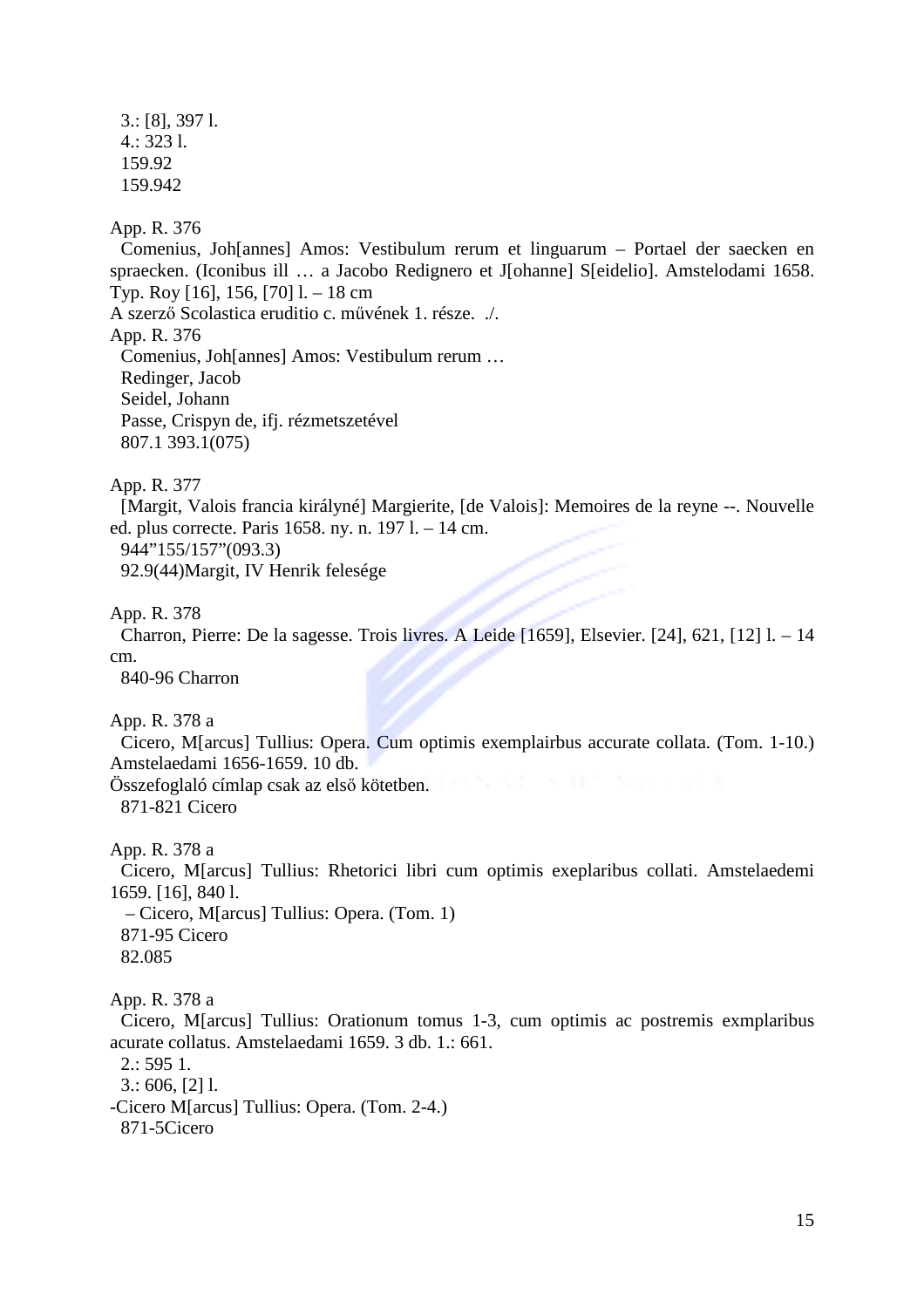3.: [8], 397 l.
4.: 323 l.
159.92
159.942

App. R. 376
Comenius, Joh[annes] Amos: Vestibulum rerum et linguarum – Portael der saecken en spraecken. (Iconibus ill … a Jacobo Redignero et J[ohanne] S[eidelio]. Amstelodami 1658. Typ. Roy [16], 156, [70] l. – 18 cm
A szerző Scolastica eruditio c. művének 1. része. ./.
App. R. 376
Comenius, Joh[annes] Amos: Vestibulum rerum …
Redinger, Jacob
Seidel, Johann
Passe, Crispyn de, ifj. rézmetszetével
807.1 393.1(075)

App. R. 377
[Margit, Valois francia királyné] Margierite, [de Valois]: Memoires de la reyne --. Nouvelle ed. plus correcte. Paris 1658. ny. n. 197 l. – 14 cm.
944"155/157"(093.3)
92.9(44)Margit, IV Henrik felesége

App. R. 378
Charron, Pierre: De la sagesse. Trois livres. A Leide [1659], Elsevier. [24], 621, [12] l. – 14 cm.
840-96 Charron

App. R. 378 a
Cicero, M[arcus] Tullius: Opera. Cum optimis exemplairbus accurate collata. (Tom. 1-10.) Amstelaedami 1656-1659. 10 db.
Összefoglaló címlap csak az első kötetben.
871-821 Cicero

App. R. 378 a
Cicero, M[arcus] Tullius: Rhetorici libri cum optimis exeplaribus collati. Amstelaedemi 1659. [16], 840 l.
– Cicero, M[arcus] Tullius: Opera. (Tom. 1)
871-95 Cicero
82.085

App. R. 378 a
Cicero, M[arcus] Tullius: Orationum tomus 1-3, cum optimis ac postremis exmplaribus acurate collatus. Amstelaedami 1659. 3 db. 1.: 661.
2.: 595 1.
3.: 606, [2] l.
-Cicero M[arcus] Tullius: Opera. (Tom. 2-4.)
871-5Cicero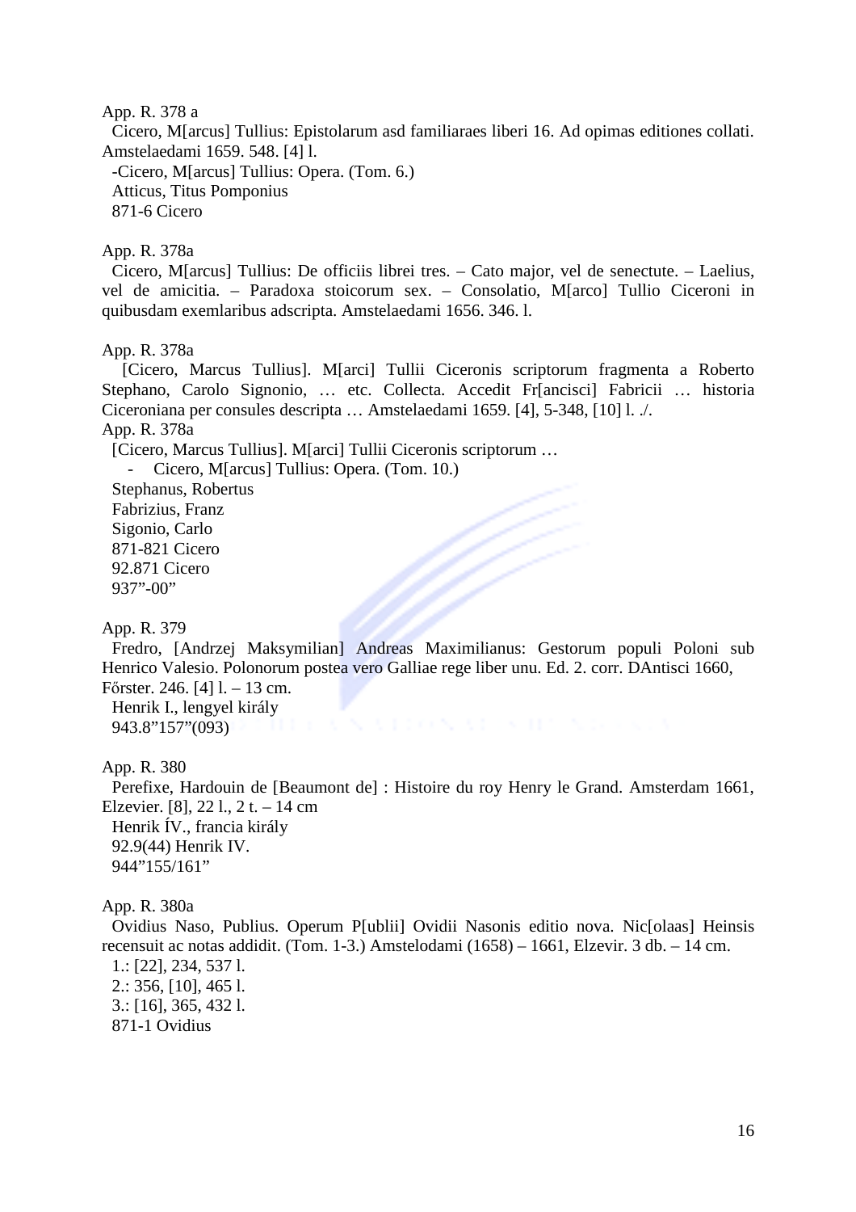App. R. 378 a

Cicero, M[arcus] Tullius: Epistolarum asd familiaraes liberi 16. Ad opimas editiones collati. Amstelaedami 1659. 548. [4] l.

-Cicero, M[arcus] Tullius: Opera. (Tom. 6.)

Atticus, Titus Pomponius

871-6 Cicero

App. R. 378a

Cicero, M[arcus] Tullius: De officiis librei tres. – Cato major, vel de senectute. – Laelius, vel de amicitia. – Paradoxa stoicorum sex. – Consolatio, M[arco] Tullio Ciceroni in quibusdam exemlaribus adscripta. Amstelaedami 1656. 346. l.

App. R. 378a

[Cicero, Marcus Tullius]. M[arci] Tullii Ciceronis scriptorum fragmenta a Roberto Stephano, Carolo Signonio, … etc. Collecta. Accedit Fr[ancisci] Fabricii … historia Ciceroniana per consules descripta … Amstelaedami 1659. [4], 5-348, [10] l. ./.

App. R. 378a

[Cicero, Marcus Tullius]. M[arci] Tullii Ciceronis scriptorum …

- Cicero, M[arcus] Tullius: Opera. (Tom. 10.)

Stephanus, Robertus

Fabrizius, Franz

Sigonio, Carlo

871-821 Cicero

92.871 Cicero

937”-00”

App. R. 379

Fredro, [Andrzej Maksymilian] Andreas Maximilianus: Gestorum populi Poloni sub Henrico Valesio. Polonorum postea vero Galliae rege liber unu. Ed. 2. corr. DAntisci 1660, Fő̋rster. 246. [4] l. – 13 cm.

Henrik I., lengyel király

943.8”157”(093)

App. R. 380

Perefixe, Hardouin de [Beaumont de] : Histoire du roy Henry le Grand. Amsterdam 1661, Elzevier. [8], 22 l., 2 t. – 14 cm

Henrik ÍV., francia király

92.9(44) Henrik IV.

944”155/161”

App. R. 380a

Ovidius Naso, Publius. Operum P[ublii] Ovidii Nasonis editio nova. Nic[olaas] Heinsis recensuit ac notas addidit. (Tom. 1-3.) Amstelodami (1658) – 1661, Elzevir. 3 db. – 14 cm.

1.: [22], 234, 537 l.

2.: 356, [10], 465 l.

3.: [16], 365, 432 l.

871-1 Ovidius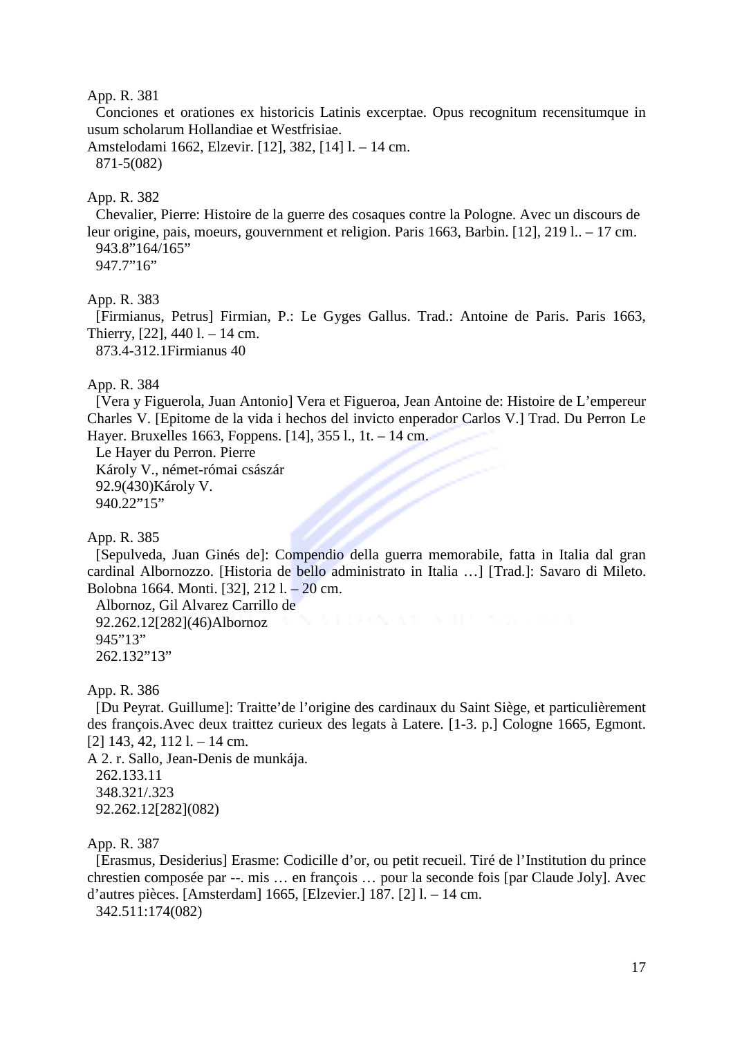App. R. 381

Conciones et orationes ex historicis Latinis excerptae. Opus recognitum recensitumque in usum scholarum Hollandiae et Westfrisiae.

Amstelodami 1662, Elzevir. [12], 382, [14] l. – 14 cm.

871-5(082)

App. R. 382

Chevalier, Pierre: Histoire de la guerre des cosaques contre la Pologne. Avec un discours de leur origine, pais, moeurs, gouvernment et religion. Paris 1663, Barbin. [12], 219 l.. – 17 cm.

943.8”164/165”

947.7”16”

App. R. 383

[Firmianus, Petrus] Firmian, P.: Le Gyges Gallus. Trad.: Antoine de Paris. Paris 1663, Thierry, [22], 440 l. – 14 cm.

873.4-312.1Firmianus 40

App. R. 384

[Vera y Figuerola, Juan Antonio] Vera et Figueroa, Jean Antoine de: Histoire de L’empereur Charles V. [Epitome de la vida i hechos del invicto enperador Carlos V.] Trad. Du Perron Le Hayer. Bruxelles 1663, Foppens. [14], 355 l., 1t. – 14 cm.

Le Hayer du Perron. Pierre

Károly V., német-római császár

92.9(430)Károly V.

940.22”15”

App. R. 385

[Sepulveda, Juan Ginés de]: Compendio della guerra memorabile, fatta in Italia dal gran cardinal Albornozzo. [Historia de bello administrato in Italia …] [Trad.]: Savaro di Mileto. Bolobna 1664. Monti. [32], 212 l. – 20 cm.

Albornoz, Gil Alvarez Carrillo de

92.262.12[282](46)Albornoz

945”13”

262.132”13”

App. R. 386

[Du Peyrat. Guillume]: Traitte’de l’origine des cardinaux du Saint Siège, et particulièrement des françois.Avec deux traittez curieux des legats à Latere. [1-3. p.] Cologne 1665, Egmont. [2] 143, 42, 112 l. – 14 cm.

A 2. r. Sallo, Jean-Denis de munkája.

262.133.11

348.321/.323

92.262.12[282](082)

App. R. 387

[Erasmus, Desiderius] Erasme: Codicille d’or, ou petit recueil. Tiré de l’Institution du prince chrestien composée par --. mis … en françois … pour la seconde fois [par Claude Joly]. Avec d’autres pièces. [Amsterdam] 1665, [Elzevier.] 187. [2] l. – 14 cm.

342.511:174(082)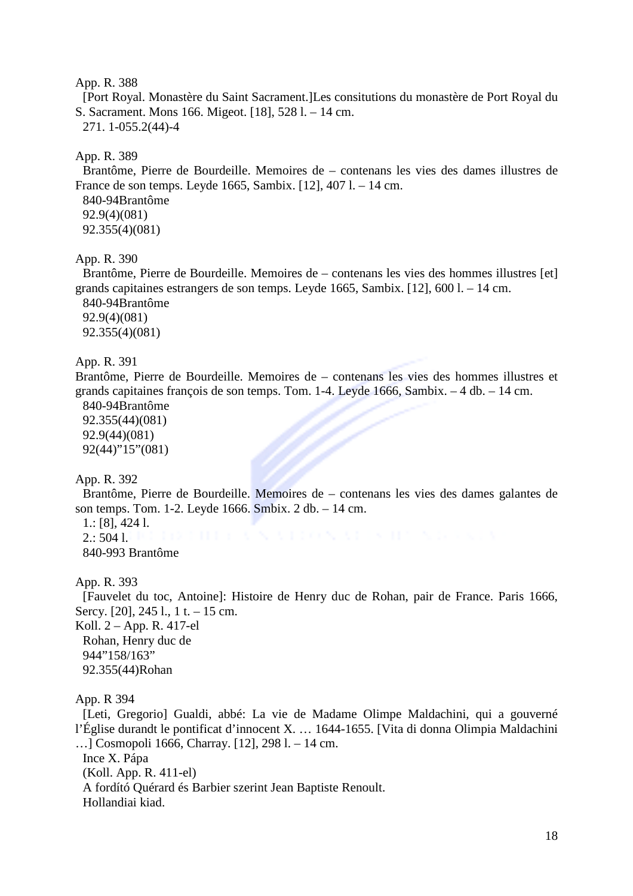App. R. 388

[Port Royal. Monastère du Saint Sacrament.]Les consitutions du monastère de Port Royal du S. Sacrament. Mons 166. Migeot. [18], 528 l. – 14 cm.

271. 1-055.2(44)-4

App. R. 389

Brantôme, Pierre de Bourdeille. Memoires de – contenans les vies des dames illustres de France de son temps. Leyde 1665, Sambix. [12], 407 l. – 14 cm.

840-94Brantôme
92.9(4)(081)
92.355(4)(081)

App. R. 390

Brantôme, Pierre de Bourdeille. Memoires de – contenans les vies des hommes illustres [et] grands capitaines estrangers de son temps. Leyde 1665, Sambix. [12], 600 l. – 14 cm.

840-94Brantôme
92.9(4)(081)
92.355(4)(081)

App. R. 391

Brantôme, Pierre de Bourdeille. Memoires de – contenans les vies des hommes illustres et grands capitaines françois de son temps. Tom. 1-4. Leyde 1666, Sambix. – 4 db. – 14 cm.

840-94Brantôme
92.355(44)(081)
92.9(44)(081)
92(44)"15"(081)

App. R. 392

Brantôme, Pierre de Bourdeille. Memoires de – contenans les vies des dames galantes de son temps. Tom. 1-2. Leyde 1666. Smbix. 2 db. – 14 cm.

1.: [8], 424 l.
2.: 504 l.
840-993 Brantôme

App. R. 393

[Fauvelet du toc, Antoine]: Histoire de Henry duc de Rohan, pair de France. Paris 1666, Sercy. [20], 245 l., 1 t. – 15 cm.

Koll. 2 – App. R. 417-el
Rohan, Henry duc de
944"158/163"
92.355(44)Rohan

App. R 394

[Leti, Gregorio] Gualdi, abbé: La vie de Madame Olimpe Maldachini, qui a gouverné l'Église durandt le pontificat d'innocent X. … 1644-1655. [Vita di donna Olimpia Maldachini …] Cosmopoli 1666, Charray. [12], 298 l. – 14 cm.

Ince X. Pápa
(Koll. App. R. 411-el)
A fordító Quérard és Barbier szerint Jean Baptiste Renoult.
Hollandiai kiad.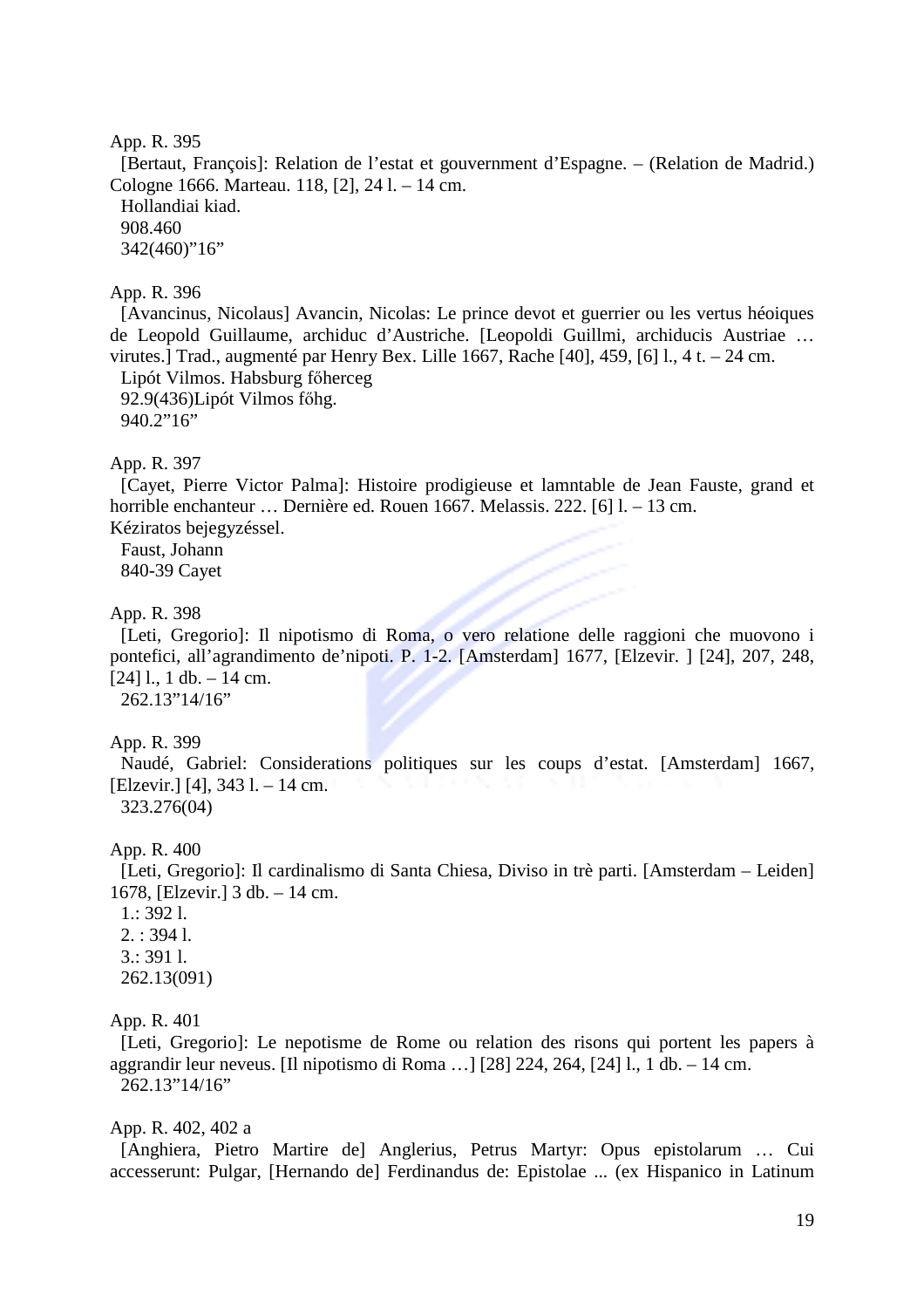App. R. 395

[Bertaut, François]: Relation de l'estat et gouvernment d'Espagne. – (Relation de Madrid.) Cologne 1666. Marteau. 118, [2], 24 l. – 14 cm.

Hollandiai kiad.

908.460

342(460)"16"

App. R. 396

[Avancinus, Nicolaus] Avancin, Nicolas: Le prince devot et guerrier ou les vertus héoiques de Leopold Guillaume, archiduc d'Austriche. [Leopoldi Guillmi, archiducis Austriae … virutes.] Trad., augmenté par Henry Bex. Lille 1667, Rache [40], 459, [6] l., 4 t. – 24 cm.

Lipót Vilmos. Habsburg főherceg

92.9(436)Lipót Vilmos főhg.

940.2"16"

App. R. 397

[Cayet, Pierre Victor Palma]: Histoire prodigieuse et lamntable de Jean Fauste, grand et horrible enchanteur … Dernière ed. Rouen 1667. Melassis. 222. [6] l. – 13 cm.

Kéziratos bejegyzéssel.

Faust, Johann

840-39 Cayet

App. R. 398

[Leti, Gregorio]: Il nipotismo di Roma, o vero relatione delle raggioni che muovono i pontefici, all'agrandimento de'nipoti. P. 1-2. [Amsterdam] 1677, [Elzevir. ] [24], 207, 248, [24] l., 1 db. – 14 cm.

262.13"14/16"

App. R. 399

Naudé, Gabriel: Considerations politiques sur les coups d'estat. [Amsterdam] 1667, [Elzevir.] [4], 343 l. – 14 cm.

323.276(04)

App. R. 400

[Leti, Gregorio]: Il cardinalismo di Santa Chiesa, Diviso in trè parti. [Amsterdam – Leiden] 1678, [Elzevir.] 3 db. – 14 cm.

1.: 392 l.

2. : 394 l.

3.: 391 l.

262.13(091)

App. R. 401

[Leti, Gregorio]: Le nepotisme de Rome ou relation des risons qui portent les papers à aggrandir leur neveus. [Il nipotismo di Roma …] [28] 224, 264, [24] l., 1 db. – 14 cm.

262.13"14/16"

App. R. 402, 402 a

[Anghiera, Pietro Martire de] Anglerius, Petrus Martyr: Opus epistolarum … Cui accesserunt: Pulgar, [Hernando de] Ferdinandus de: Epistolae ... (ex Hispanico in Latinum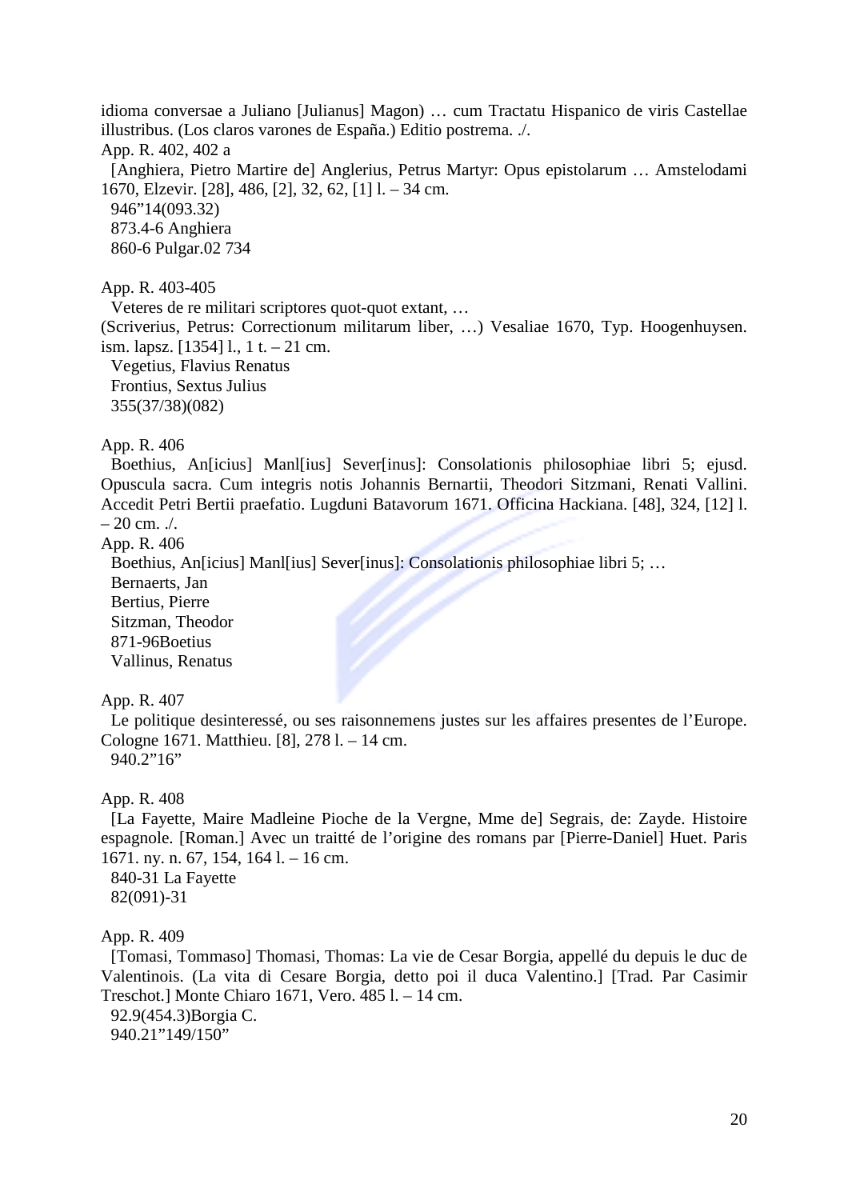idioma conversae a Juliano [Julianus] Magon) … cum Tractatu Hispanico de viris Castellae illustribus. (Los claros varones de España.) Editio postrema. ./.

App. R. 402, 402 a

[Anghiera, Pietro Martire de] Anglerius, Petrus Martyr: Opus epistolarum … Amstelodami 1670, Elzevir. [28], 486, [2], 32, 62, [1] l. – 34 cm.

946"14(093.32)

873.4-6 Anghiera

860-6 Pulgar.02 734

App. R. 403-405

Veteres de re militari scriptores quot-quot extant, …

(Scriverius, Petrus: Correctionum militarum liber, …) Vesaliae 1670, Typ. Hoogenhuysen. ism. lapsz. [1354] l., 1 t. – 21 cm.

Vegetius, Flavius Renatus

Frontius, Sextus Julius

355(37/38)(082)

App. R. 406

Boethius, An[icius] Manl[ius] Sever[inus]: Consolationis philosophiae libri 5; ejusd. Opuscula sacra. Cum integris notis Johannis Bernartii, Theodori Sitzmani, Renati Vallini. Accedit Petri Bertii praefatio. Lugduni Batavorum 1671. Officina Hackiana. [48], 324, [12] l. – 20 cm. ./.

App. R. 406

Boethius, An[icius] Manl[ius] Sever[inus]: Consolationis philosophiae libri 5; …

Bernaerts, Jan

Bertius, Pierre

Sitzman, Theodor

871-96Boetius

Vallinus, Renatus

App. R. 407

Le politique desinteressé, ou ses raisonnemens justes sur les affaires presentes de l'Europe. Cologne 1671. Matthieu. [8], 278 l. – 14 cm.

940.2"16"

App. R. 408

[La Fayette, Maire Madleine Pioche de la Vergne, Mme de] Segrais, de: Zayde. Histoire espagnole. [Roman.] Avec un traitté de l'origine des romans par [Pierre-Daniel] Huet. Paris 1671. ny. n. 67, 154, 164 l. – 16 cm.

840-31 La Fayette

82(091)-31

App. R. 409

[Tomasi, Tommaso] Thomasi, Thomas: La vie de Cesar Borgia, appellé du depuis le duc de Valentinois. (La vita di Cesare Borgia, detto poi il duca Valentino.) [Trad. Par Casimir Treschot.] Monte Chiaro 1671, Vero. 485 l. – 14 cm.

92.9(454.3)Borgia C.

940.21"149/150"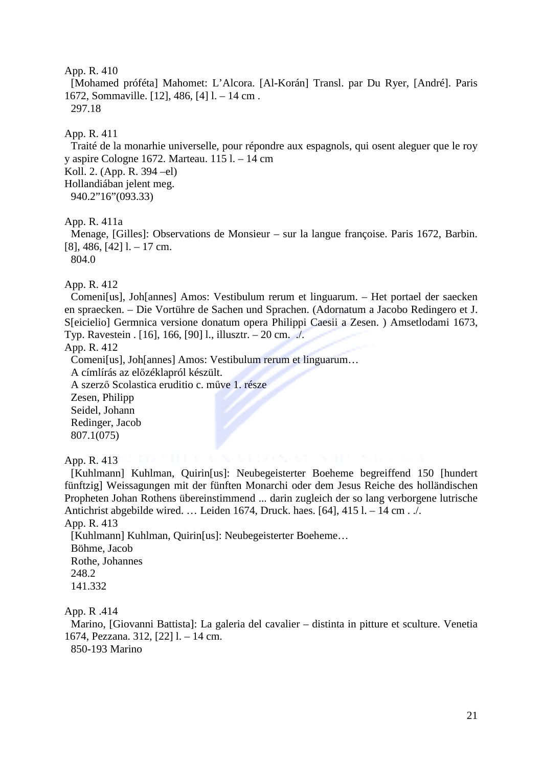App. R. 410  
[Mohamed próféta] Mahomet: L'Alcora. [Al-Korán] Transl. par Du Ryer, [André]. Paris 1672, Sommaville. [12], 486, [4] l. – 14 cm .  
297.18

App. R. 411  
Traité de la monarhie universelle, pour répondre aux espagnols, qui osent aleguer que le roy y aspire Cologne 1672. Marteau. 115 l. – 14 cm  
Koll. 2. (App. R. 394 –el)  
Hollandiában jelent meg.  
940.2"16"(093.33)

App. R. 411a  
Menage, [Gilles]: Observations de Monsieur – sur la langue françoise. Paris 1672, Barbin. [8], 486, [42] l. – 17 cm.  
804.0

App. R. 412  
Comeni[us], Joh[annes] Amos: Vestibulum rerum et linguarum. – Het portael der saecken en spraecken. – Die Vortühre de Sachen und Sprachen. (Adornatum a Jacobo Redingero et J. S[eicielio] Germnica versione donatum opera Philippi Caesii a Zesen. ) Amsetlodami 1673, Typ. Ravestein . [16], 166, [90] l., illusztr. – 20 cm. ./.  
App. R. 412  
Comeni[us], Joh[annes] Amos: Vestibulum rerum et linguarum…  
A címlírás az előzéklapról készült.  
A szerző Scolastica eruditio c. műve 1. része  
Zesen, Philipp  
Seidel, Johann  
Redinger, Jacob  
807.1(075)

App. R. 413  
[Kuhlmann] Kuhlman, Quirin[us]: Neubegeisterter Boeheme begreiffend 150 [hundert fünftzig] Weissagungen mit der fünften Monarchi oder dem Jesus Reiche des holländischen Propheten Johan Rothens übereinstimmend ... darin zugleich der so lang verborgene lutrische Antichrist abgebilde wired. … Leiden 1674, Druck. haes. [64], 415 l. – 14 cm . ./.  
App. R. 413  
[Kuhlmann] Kuhlman, Quirin[us]: Neubegeisterter Boeheme…  
Böhme, Jacob  
Rothe, Johannes  
248.2  
141.332

App. R .414  
Marino, [Giovanni Battista]: La galeria del cavalier – distinta in pitture et sculture. Venetia 1674, Pezzana. 312, [22] l. – 14 cm.  
850-193 Marino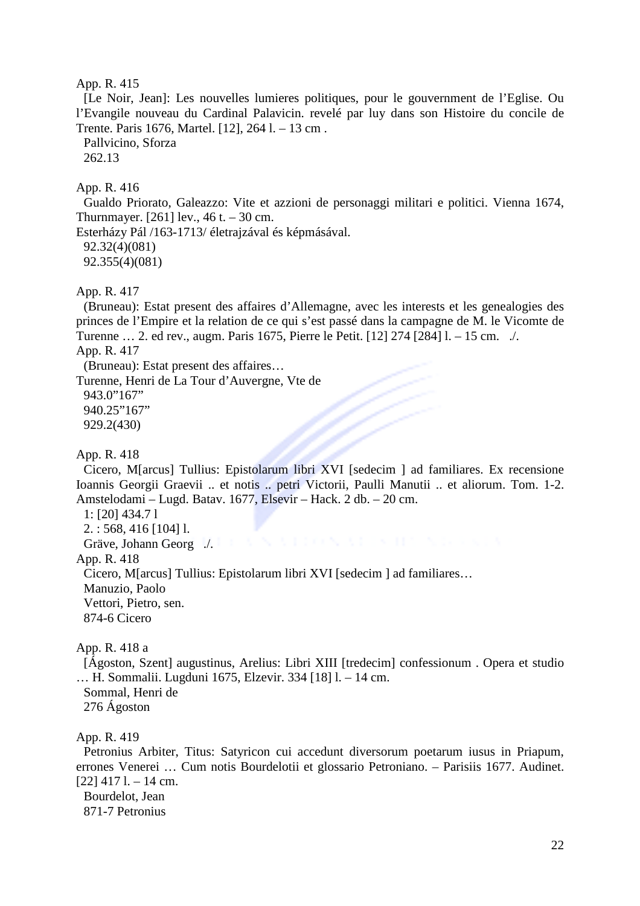App. R. 415
[Le Noir, Jean]: Les nouvelles lumieres politiques, pour le gouvernment de l'Eglise. Ou l'Evangile nouveau du Cardinal Palavicin. revelé par luy dans son Histoire du concile de Trente. Paris 1676, Martel. [12], 264 l. – 13 cm .
Pallvicino, Sforza
262.13

App. R. 416
Gualdo Priorato, Galeazzo: Vite et azzioni de personaggi militari e politici. Vienna 1674, Thurnmayer. [261] lev., 46 t. – 30 cm.
Esterházy Pál /163-1713/ életrajzával és képmásával.
92.32(4)(081)
92.355(4)(081)

App. R. 417
(Bruneau): Estat present des affaires d'Allemagne, avec les interests et les genealogies des princes de l'Empire et la relation de ce qui s'est passé dans la campagne de M. le Vicomte de Turenne … 2. ed rev., augm. Paris 1675, Pierre le Petit. [12] 274 [284] l. – 15 cm. ./.
App. R. 417
(Bruneau): Estat present des affaires…
Turenne, Henri de La Tour d'Auvergne, Vte de
943.0"167"
940.25"167"
929.2(430)

App. R. 418
Cicero, M[arcus] Tullius: Epistolarum libri XVI [sedecim ] ad familiares. Ex recensione Ioannis Georgii Graevii .. et notis .. petri Victorii, Paulli Manutii .. et aliorum. Tom. 1-2. Amstelodami – Lugd. Batav. 1677, Elsevir – Hack. 2 db. – 20 cm.
1: [20] 434.7 l
2. : 568, 416 [104] l.
Gräve, Johann Georg ./.
App. R. 418
Cicero, M[arcus] Tullius: Epistolarum libri XVI [sedecim ] ad familiares…
Manuzio, Paolo
Vettori, Pietro, sen.
874-6 Cicero

App. R. 418 a
[Ágoston, Szent] augustinus, Arelius: Libri XIII [tredecim] confessionum . Opera et studio … H. Sommalii. Lugduni 1675, Elzevir. 334 [18] l. – 14 cm.
Sommal, Henri de
276 Ágoston

App. R. 419
Petronius Arbiter, Titus: Satyricon cui accedunt diversorum poetarum iusus in Priapum, errones Venerei … Cum notis Bourdelotii et glossario Petroniano. – Parisiis 1677. Audinet. [22] 417 l. – 14 cm.
Bourdelot, Jean
871-7 Petronius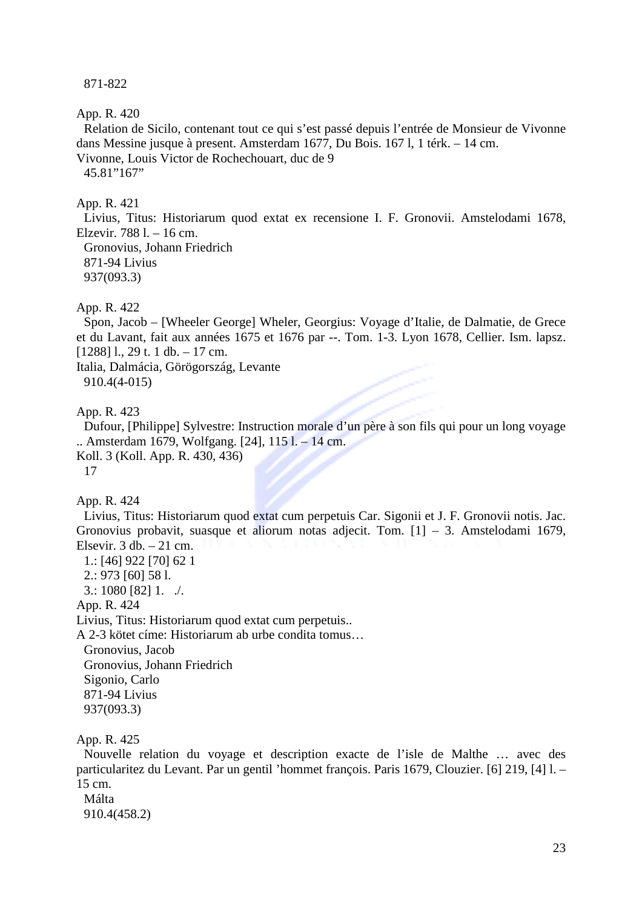871-822

App. R. 420

Relation de Sicilo, contenant tout ce qui s'est passé depuis l'entrée de Monsieur de Vivonne dans Messine jusque à present. Amsterdam 1677, Du Bois. 167 l, 1 térk. – 14 cm.

Vivonne, Louis Victor de Rochechouart, duc de 9

45.81"167"

App. R. 421

Livius, Titus: Historiarum quod extat ex recensione I. F. Gronovii. Amstelodami 1678, Elzevir. 788 l. – 16 cm.

Gronovius, Johann Friedrich

871-94 Livius

937(093.3)

App. R. 422

Spon, Jacob – [Wheeler George] Wheler, Georgius: Voyage d'Italie, de Dalmatie, de Grece et du Lavant, fait aux années 1675 et 1676 par --. Tom. 1-3. Lyon 1678, Cellier. Ism. lapsz. [1288] l., 29 t. 1 db. – 17 cm.

Italia, Dalmácia, Görögország, Levante

910.4(4-015)

App. R. 423

Dufour, [Philippe] Sylvestre: Instruction morale d'un père à son fils qui pour un long voyage .. Amsterdam 1679, Wolfgang. [24], 115 l. – 14 cm.

Koll. 3 (Koll. App. R. 430, 436)

17

App. R. 424

Livius, Titus: Historiarum quod extat cum perpetuis Car. Sigonii et J. F. Gronovii notis. Jac. Gronovius probavit, suasque et aliorum notas adjecit. Tom. [1] – 3. Amstelodami 1679, Elsevir. 3 db. – 21 cm.

1.: [46] 922 [70] 62 1

2.: 973 [60] 58 l.

3.: 1080 [82] 1. ./.

App. R. 424

Livius, Titus: Historiarum quod extat cum perpetuis..

A 2-3 kötet címe: Historiarum ab urbe condita tomus…

Gronovius, Jacob

Gronovius, Johann Friedrich

Sigonio, Carlo

871-94 Livius

937(093.3)

App. R. 425

Nouvelle relation du voyage et description exacte de l'isle de Malthe … avec des particularitez du Levant. Par un gentil 'hommet françois. Paris 1679, Clouzier. [6] 219, [4] l. – 15 cm.

Málta

910.4(458.2)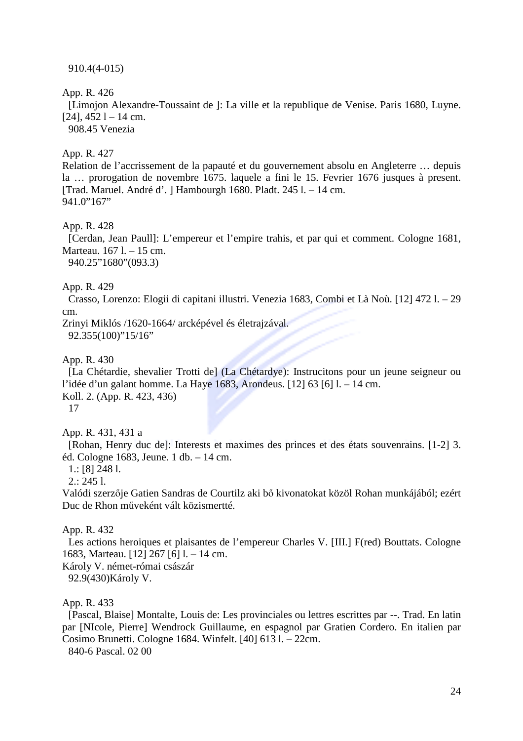910.4(4-015)

App. R. 426
[Limojon Alexandre-Toussaint de ]: La ville et la republique de Venise. Paris 1680, Luyne. [24], 452 l – 14 cm.
908.45 Venezia

App. R. 427
Relation de l'accrissement de la papauté et du gouvernement absolu en Angleterre … depuis la … prorogation de novembre 1675. laquele a fini le 15. Fevrier 1676 jusques à present. [Trad. Maruel. André d'. ] Hambourgh 1680. Pladt. 245 l. – 14 cm.
941.0"167"

App. R. 428
[Cerdan, Jean Paull]: L'empereur et l'empire trahis, et par qui et comment. Cologne 1681, Marteau. 167 l. – 15 cm.
940.25"1680"(093.3)

App. R. 429
Crasso, Lorenzo: Elogii di capitani illustri. Venezia 1683, Combi et Là Noù. [12] 472 l. – 29 cm.
Zrinyi Miklós /1620-1664/ arcképével és életrajzával.
92.355(100)"15/16"

App. R. 430
[La Chétardie, shevalier Trotti de] (La Chétardye): Instrucitons pour un jeune seigneur ou l'idée d'un galant homme. La Haye 1683, Arondeus. [12] 63 [6] l. – 14 cm.
Koll. 2. (App. R. 423, 436)
17

App. R. 431, 431 a
[Rohan, Henry duc de]: Interests et maximes des princes et des états souvenrains. [1-2] 3. éd. Cologne 1683, Jeune. 1 db. – 14 cm.
1.: [8] 248 l.
2.: 245 l.
Valódi szerzője Gatien Sandras de Courtilz aki bő kivonatokat közöl Rohan munkájából; ezért Duc de Rhon műveként vált közismertté.

App. R. 432
Les actions heroiques et plaisantes de l'empereur Charles V. [III.] F(red) Bouttats. Cologne 1683, Marteau. [12] 267 [6] l. – 14 cm.
Károly V. német-római császár
92.9(430)Károly V.

App. R. 433
[Pascal, Blaise] Montalte, Louis de: Les provinciales ou lettres escrittes par --. Trad. En latin par [NIcole, Pierre] Wendrock Guillaume, en espagnol par Gratien Cordero. En italien par Cosimo Brunetti. Cologne 1684. Winfelt. [40] 613 l. – 22cm.
840-6 Pascal. 02 00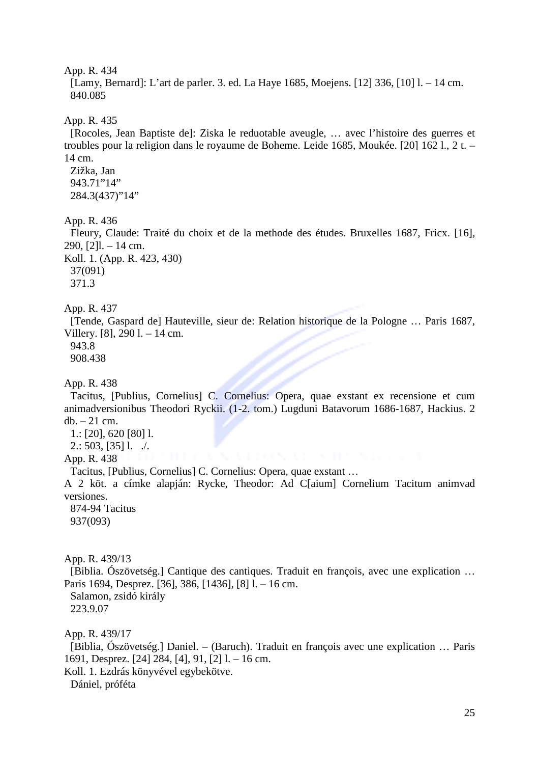App. R. 434
  [Lamy, Bernard]: L'art de parler. 3. ed. La Haye 1685, Moejens. [12] 336, [10] l. – 14 cm.
  840.085

App. R. 435
  [Rocoles, Jean Baptiste de]: Ziska le reduotable aveugle, … avec l'histoire des guerres et troubles pour la religion dans le royaume de Boheme. Leide 1685, Moukée. [20] 162 l., 2 t. – 14 cm.
  Zižka, Jan
  943.71"14"
  284.3(437)"14"

App. R. 436
  Fleury, Claude: Traité du choix et de la methode des études. Bruxelles 1687, Fricx. [16], 290, [2]l. – 14 cm.
Koll. 1. (App. R. 423, 430)
  37(091)
  371.3

App. R. 437
  [Tende, Gaspard de] Hauteville, sieur de: Relation historique de la Pologne … Paris 1687, Villery. [8], 290 l. – 14 cm.
  943.8
  908.438

App. R. 438
  Tacitus, [Publius, Cornelius] C. Cornelius: Opera, quae exstant ex recensione et cum animadversionibus Theodori Ryckii. (1-2. tom.) Lugduni Batavorum 1686-1687, Hackius. 2 db. – 21 cm.
  1.: [20], 620 [80] l.
  2.: 503, [35] l.   ./.
App. R. 438
  Tacitus, [Publius, Cornelius] C. Cornelius: Opera, quae exstant …
A 2 köt. a címke alapján: Rycke, Theodor: Ad C[aium] Cornelium Tacitum animvad versiones.
  874-94 Tacitus
  937(093)

App. R. 439/13
  [Biblia. Ószövetség.] Cantique des cantiques. Traduit en françois, avec une explication … Paris 1694, Desprez. [36], 386, [1436], [8] l. – 16 cm.
  Salamon, zsidó király
  223.9.07

App. R. 439/17
  [Biblia, Ószövetség.] Daniel. – (Baruch). Traduit en françois avec une explication … Paris 1691, Desprez. [24] 284, [4], 91, [2] l. – 16 cm.
Koll. 1. Ezdrás könyvével egybekötve.
  Dániel, próféta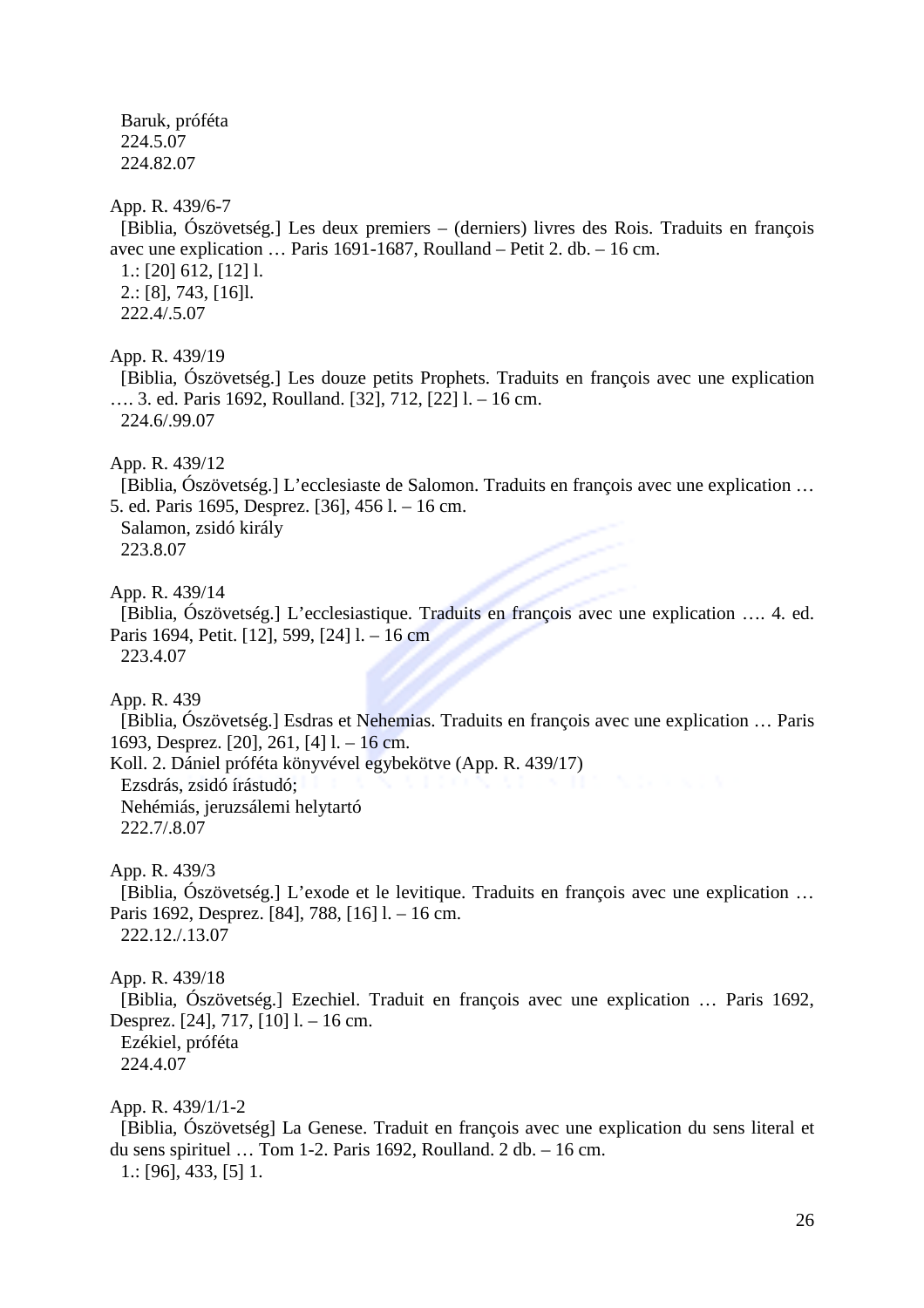Baruk, próféta
224.5.07
224.82.07

App. R. 439/6-7
[Biblia, Ószövetség.] Les deux premiers – (derniers) livres des Rois. Traduits en françois avec une explication … Paris 1691-1687, Roulland – Petit 2. db. – 16 cm.
1.: [20] 612, [12] l.
2.: [8], 743, [16]l.
222.4/.5.07

App. R. 439/19
[Biblia, Ószövetség.] Les douze petits Prophets. Traduits en françois avec une explication …. 3. ed. Paris 1692, Roulland. [32], 712, [22] l. – 16 cm.
224.6/.99.07

App. R. 439/12
[Biblia, Ószövetség.] L'ecclesiaste de Salomon. Traduits en françois avec une explication … 5. ed. Paris 1695, Desprez. [36], 456 l. – 16 cm.
Salamon, zsidó király
223.8.07

App. R. 439/14
[Biblia, Ószövetség.] L'ecclesiastique. Traduits en françois avec une explication …. 4. ed. Paris 1694, Petit. [12], 599, [24] l. – 16 cm
223.4.07

App. R. 439
[Biblia, Ószövetség.] Esdras et Nehemias. Traduits en françois avec une explication … Paris 1693, Desprez. [20], 261, [4] l. – 16 cm.
Koll. 2. Dániel próféta könyvével egybekötve (App. R. 439/17)
Ezsdrás, zsidó írástudó;
Nehémiás, jeruzsálemi helytartó
222.7/.8.07

App. R. 439/3
[Biblia, Ószövetség.] L'exode et le levitique. Traduits en françois avec une explication … Paris 1692, Desprez. [84], 788, [16] l. – 16 cm.
222.12./.13.07

App. R. 439/18
[Biblia, Ószövetség.] Ezechiel. Traduit en françois avec une explication … Paris 1692, Desprez. [24], 717, [10] l. – 16 cm.
Ezékiel, próféta
224.4.07

App. R. 439/1/1-2
[Biblia, Ószövetség] La Genese. Traduit en françois avec une explication du sens literal et du sens spirituel … Tom 1-2. Paris 1692, Roulland. 2 db. – 16 cm.
1.: [96], 433, [5] 1.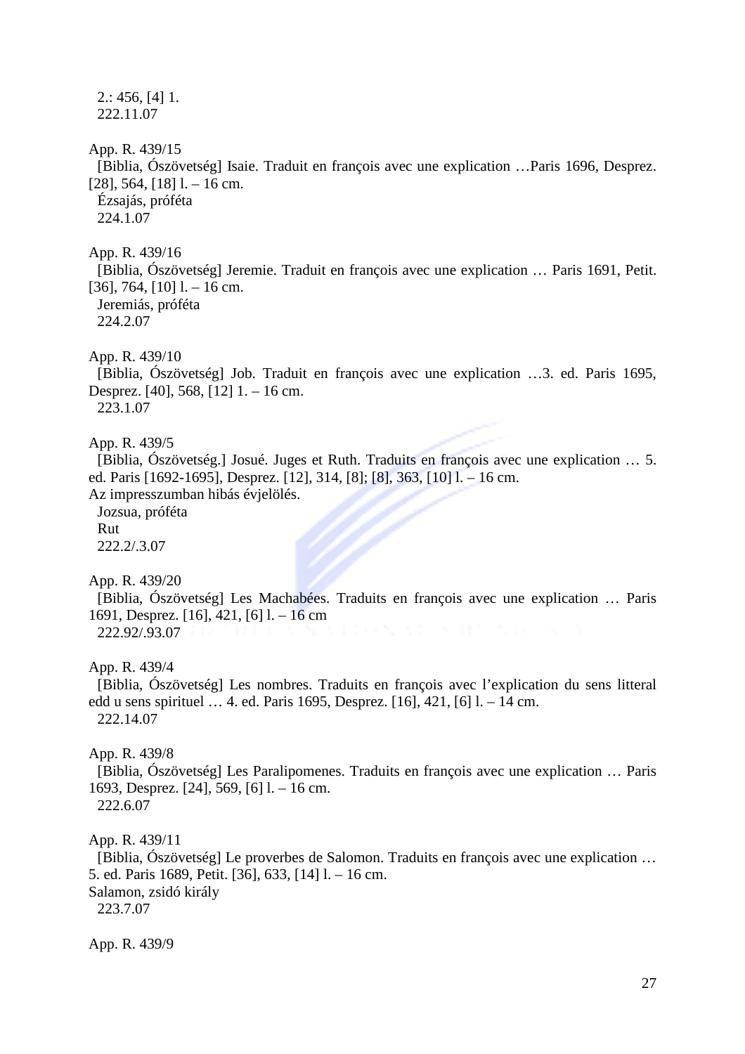2.: 456, [4] 1.
222.11.07

App. R. 439/15
[Biblia, Ószövetség] Isaie. Traduit en françois avec une explication …Paris 1696, Desprez. [28], 564, [18] l. – 16 cm.
Ézsajás, próféta
224.1.07

App. R. 439/16
[Biblia, Ószövetség] Jeremie. Traduit en françois avec une explication … Paris 1691, Petit. [36], 764, [10] l. – 16 cm.
Jeremiás, próféta
224.2.07

App. R. 439/10
[Biblia, Ószövetség] Job. Traduit en françois avec une explication …3. ed. Paris 1695, Desprez. [40], 568, [12] 1. – 16 cm.
223.1.07

App. R. 439/5
[Biblia, Ószövetség.] Josué. Juges et Ruth. Traduits en françois avec une explication … 5. ed. Paris [1692-1695], Desprez. [12], 314, [8]; [8], 363, [10] l. – 16 cm.
Az impresszumban hibás évjelölés.
Jozsua, próféta
Rut
222.2/.3.07

App. R. 439/20
[Biblia, Ószövetség] Les Machabées. Traduits en françois avec une explication … Paris 1691, Desprez. [16], 421, [6] l. – 16 cm
222.92/.93.07

App. R. 439/4
[Biblia, Ószövetség] Les nombres. Traduits en françois avec l'explication du sens litteral edd u sens spirituel … 4. ed. Paris 1695, Desprez. [16], 421, [6] l. – 14 cm.
222.14.07

App. R. 439/8
[Biblia, Ószövetség] Les Paralipomenes. Traduits en françois avec une explication … Paris 1693, Desprez. [24], 569, [6] l. – 16 cm.
222.6.07

App. R. 439/11
[Biblia, Ószövetség] Le proverbes de Salomon. Traduits en françois avec une explication … 5. ed. Paris 1689, Petit. [36], 633, [14] l. – 16 cm.
Salamon, zsidó király
223.7.07

App. R. 439/9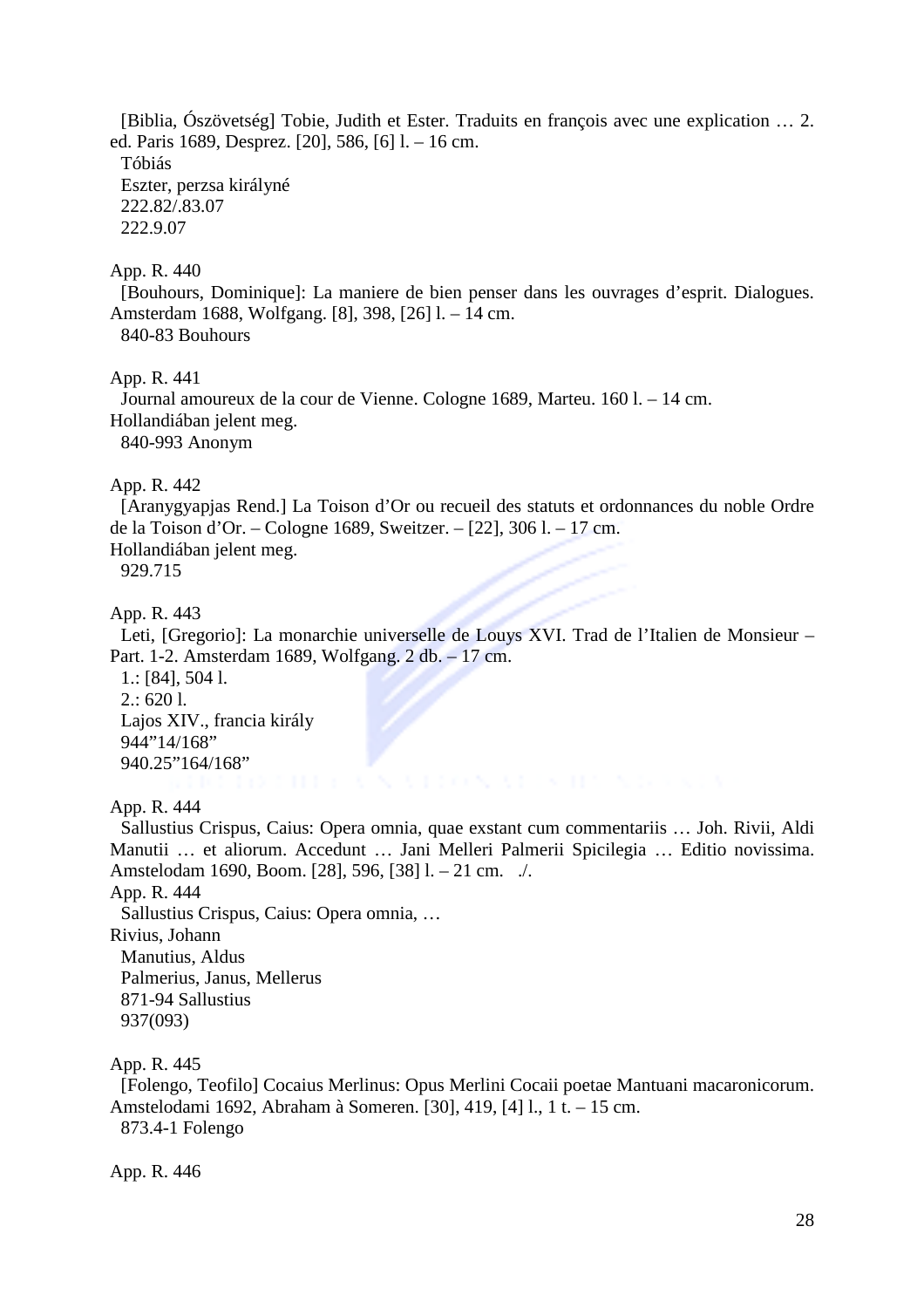[Biblia, Ószövetség] Tobie, Judith et Ester. Traduits en françois avec une explication … 2. ed. Paris 1689, Desprez. [20], 586, [6] l. – 16 cm.
Tóbiás
Eszter, perzsa királyné
222.82/.83.07
222.9.07

App. R. 440
[Bouhours, Dominique]: La maniere de bien penser dans les ouvrages d'esprit. Dialogues. Amsterdam 1688, Wolfgang. [8], 398, [26] l. – 14 cm.
840-83 Bouhours

App. R. 441
Journal amoureux de la cour de Vienne. Cologne 1689, Marteu. 160 l. – 14 cm.
Hollandiában jelent meg.
840-993 Anonym

App. R. 442
[Aranygyapjas Rend.] La Toison d'Or ou recueil des statuts et ordonnances du noble Ordre de la Toison d'Or. – Cologne 1689, Sweitzer. – [22], 306 l. – 17 cm.
Hollandiában jelent meg.
929.715

App. R. 443
Leti, [Gregorio]: La monarchie universelle de Louys XVI. Trad de l'Italien de Monsieur – Part. 1-2. Amsterdam 1689, Wolfgang. 2 db. – 17 cm.
1.: [84], 504 l.
2.: 620 l.
Lajos XIV., francia király
944"14/168"
940.25"164/168"

App. R. 444
Sallustius Crispus, Caius: Opera omnia, quae exstant cum commentariis … Joh. Rivii, Aldi Manutii … et aliorum. Accedunt … Jani Melleri Palmerii Spicilegia … Editio novissima. Amstelodam 1690, Boom. [28], 596, [38] l. – 21 cm. ./.
App. R. 444
Sallustius Crispus, Caius: Opera omnia, …
Rivius, Johann
Manutius, Aldus
Palmerius, Janus, Mellerus
871-94 Sallustius
937(093)

App. R. 445
[Folengo, Teofilo] Cocaius Merlinus: Opus Merlini Cocaii poetae Mantuani macaronicorum. Amstelodami 1692, Abraham à Someren. [30], 419, [4] l., 1 t. – 15 cm.
873.4-1 Folengo

App. R. 446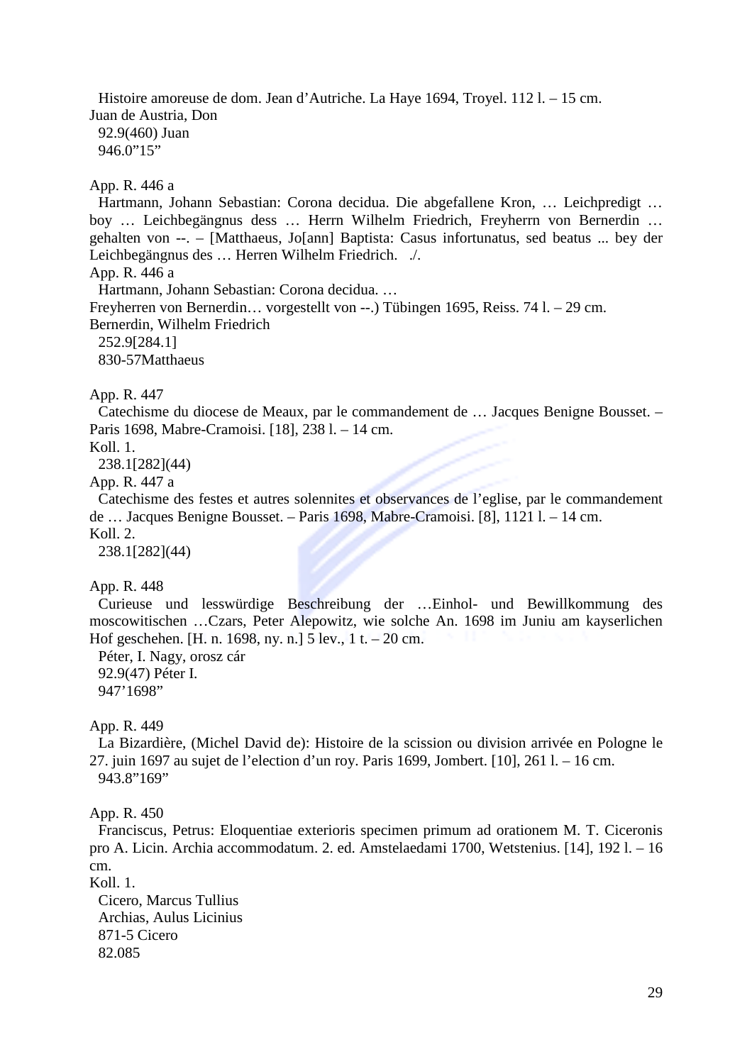Histoire amoreuse de dom. Jean d'Autriche. La Haye 1694, Troyel. 112 l. – 15 cm.
Juan de Austria, Don
92.9(460) Juan
946.0"15"

App. R. 446 a
Hartmann, Johann Sebastian: Corona decidua. Die abgefallene Kron, … Leichpredigt … boy … Leichbegängnus dess … Herrn Wilhelm Friedrich, Freyherrn von Bernerdin … gehalten von --. – [Matthaeus, Jo[ann] Baptista: Casus infortunatus, sed beatus ... bey der Leichbegängnus des … Herren Wilhelm Friedrich. ./.
App. R. 446 a
Hartmann, Johann Sebastian: Corona decidua. …
Freyherren von Bernerdin… vorgestellt von --.) Tübingen 1695, Reiss. 74 l. – 29 cm.
Bernerdin, Wilhelm Friedrich
252.9[284.1]
830-57Matthaeus

App. R. 447
Catechisme du diocese de Meaux, par le commandement de … Jacques Benigne Bousset. – Paris 1698, Mabre-Cramoisi. [18], 238 l. – 14 cm.
Koll. 1.
238.1[282](44)
App. R. 447 a
Catechisme des festes et autres solennites et observances de l'eglise, par le commandement de … Jacques Benigne Bousset. – Paris 1698, Mabre-Cramoisi. [8], 1121 l. – 14 cm.
Koll. 2.
238.1[282](44)

App. R. 448
Curieuse und lesswürdige Beschreibung der …Einhol- und Bewillkommung des moscowitischen …Czars, Peter Alepowitz, wie solche An. 1698 im Juniu am kayserlichen Hof geschehen. [H. n. 1698, ny. n.] 5 lev., 1 t. – 20 cm.
Péter, I. Nagy, orosz cár
92.9(47) Péter I.
947'1698"

App. R. 449
La Bizardière, (Michel David de): Histoire de la scission ou division arrivée en Pologne le 27. juin 1697 au sujet de l'election d'un roy. Paris 1699, Jombert. [10], 261 l. – 16 cm.
943.8"169"

App. R. 450
Franciscus, Petrus: Eloquentiae exterioris specimen primum ad orationem M. T. Ciceronis pro A. Licin. Archia accommodatum. 2. ed. Amstelaedami 1700, Wetstenius. [14], 192 l. – 16 cm.
Koll. 1.
Cicero, Marcus Tullius
Archias, Aulus Licinius
871-5 Cicero
82.085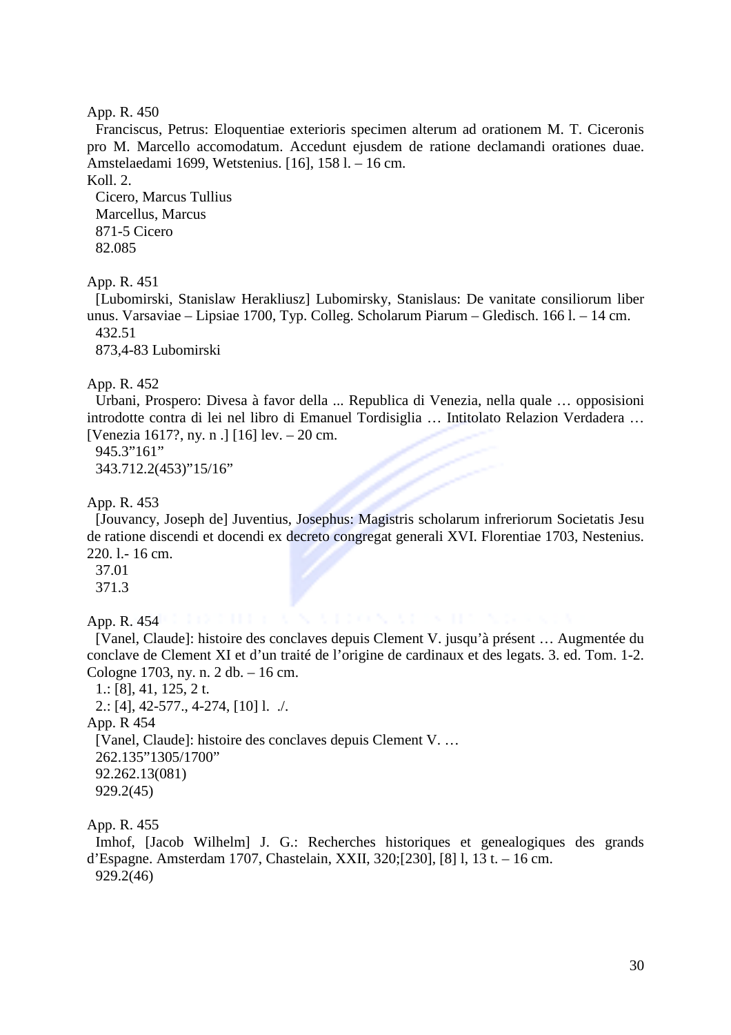App. R. 450

Franciscus, Petrus: Eloquentiae exterioris specimen alterum ad orationem M. T. Ciceronis pro M. Marcello accomodatum. Accedunt ejusdem de ratione declamandi orationes duae. Amstelaedami 1699, Wetstenius. [16], 158 l. – 16 cm.

Koll. 2.

Cicero, Marcus Tullius
Marcellus, Marcus
871-5 Cicero
82.085

App. R. 451

[Lubomirski, Stanislaw Herakliusz] Lubomirsky, Stanislaus: De vanitate consiliorum liber unus. Varsaviae – Lipsiae 1700, Typ. Colleg. Scholarum Piarum – Gledisch. 166 l. – 14 cm.

432.51
873,4-83 Lubomirski

App. R. 452

Urbani, Prospero: Divesa à favor della ... Republica di Venezia, nella quale … opposisioni introdotte contra di lei nel libro di Emanuel Tordisiglia … Intitolato Relazion Verdadera … [Venezia 1617?, ny. n .] [16] lev. – 20 cm.

945.3”161”
343.712.2(453)”15/16”

App. R. 453

[Jouvancy, Joseph de] Juventius, Josephus: Magistris scholarum infreriorum Societatis Jesu de ratione discendi et docendi ex decreto congregat generali XVI. Florentiae 1703, Nestenius. 220. l.- 16 cm.

37.01
371.3

App. R. 454

[Vanel, Claude]: histoire des conclaves depuis Clement V. jusqu'à présent … Augmentée du conclave de Clement XI et d'un traité de l'origine de cardinaux et des legats. 3. ed. Tom. 1-2. Cologne 1703, ny. n. 2 db. – 16 cm.

1.: [8], 41, 125, 2 t.
2.: [4], 42-577., 4-274, [10] l. ./.

App. R 454

[Vanel, Claude]: histoire des conclaves depuis Clement V. …
262.135”1305/1700”
92.262.13(081)
929.2(45)

App. R. 455

Imhof, [Jacob Wilhelm] J. G.: Recherches historiques et genealogiques des grands d'Espagne. Amsterdam 1707, Chastelain, XXII, 320;[230], [8] l, 13 t. – 16 cm.

929.2(46)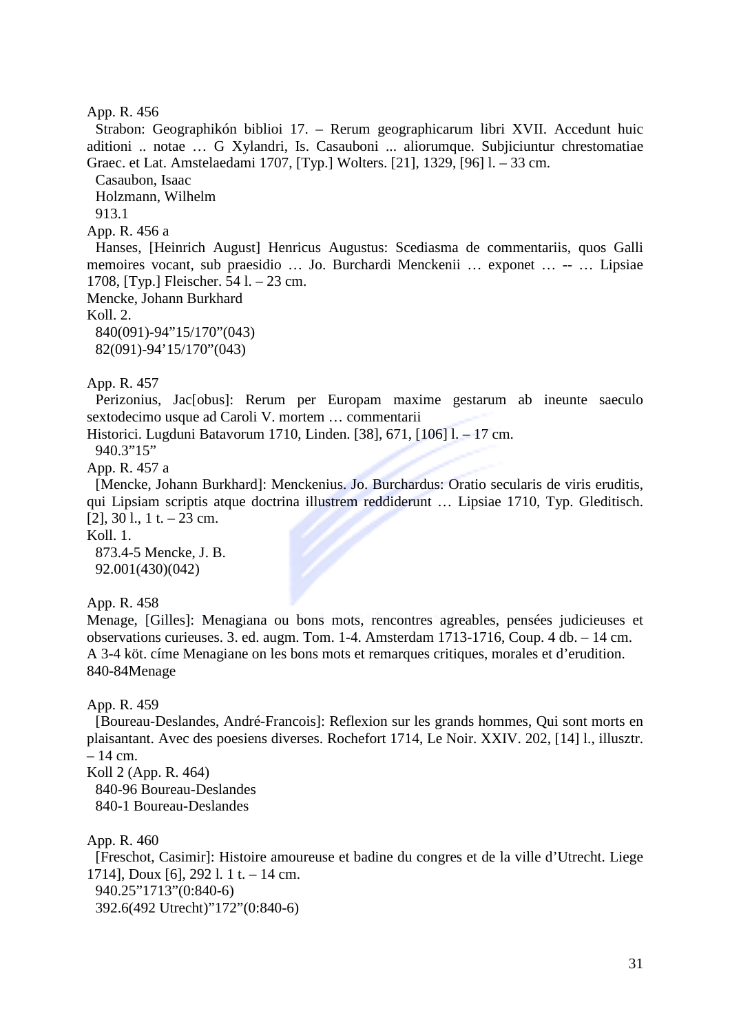App. R. 456

Strabon: Geographikón biblioi 17. – Rerum geographicarum libri XVII. Accedunt huic aditioni .. notae … G Xylandri, Is. Casauboni ... aliorumque. Subjiciuntur chrestomatiae Graec. et Lat. Amstelaedami 1707, [Typ.] Wolters. [21], 1329, [96] l. – 33 cm.

Casaubon, Isaac

Holzmann, Wilhelm

913.1

App. R. 456 a

Hanses, [Heinrich August] Henricus Augustus: Scediasma de commentariis, quos Galli memoires vocant, sub praesidio … Jo. Burchardi Menckenii … exponet … -- … Lipsiae 1708, [Typ.] Fleischer. 54 l. – 23 cm.

Mencke, Johann Burkhard

Koll. 2.

840(091)-94”15/170”(043)

82(091)-94’15/170”(043)

App. R. 457

Perizonius, Jac[obus]: Rerum per Europam maxime gestarum ab ineunte saeculo sextodecimo usque ad Caroli V. mortem … commentarii

Historici. Lugduni Batavorum 1710, Linden. [38], 671, [106] l. – 17 cm.

940.3”15”

App. R. 457 a

[Mencke, Johann Burkhard]: Menckenius. Jo. Burchardus: Oratio secularis de viris eruditis, qui Lipsiam scriptis atque doctrina illustrem reddiderunt … Lipsiae 1710, Typ. Gleditisch. [2], 30 l., 1 t. – 23 cm.

Koll. 1.

873.4-5 Mencke, J. B.

92.001(430)(042)

App. R. 458

Menage, [Gilles]: Menagiana ou bons mots, rencontres agreables, pensées judicieuses et observations curieuses. 3. ed. augm. Tom. 1-4. Amsterdam 1713-1716, Coup. 4 db. – 14 cm.

A 3-4 köt. címe Menagiane on les bons mots et remarques critiques, morales et d’erudition.

840-84Menage

App. R. 459

[Boureau-Deslandes, André-Francois]: Reflexion sur les grands hommes, Qui sont morts en plaisantant. Avec des poesiens diverses. Rochefort 1714, Le Noir. XXIV. 202, [14] l., illusztr. – 14 cm.

Koll 2 (App. R. 464)

840-96 Boureau-Deslandes

840-1 Boureau-Deslandes

App. R. 460

[Freschot, Casimir]: Histoire amoureuse et badine du congres et de la ville d’Utrecht. Liege 1714], Doux [6], 292 l. 1 t. – 14 cm.

940.25”1713”(0:840-6)

392.6(492 Utrecht)”172”(0:840-6)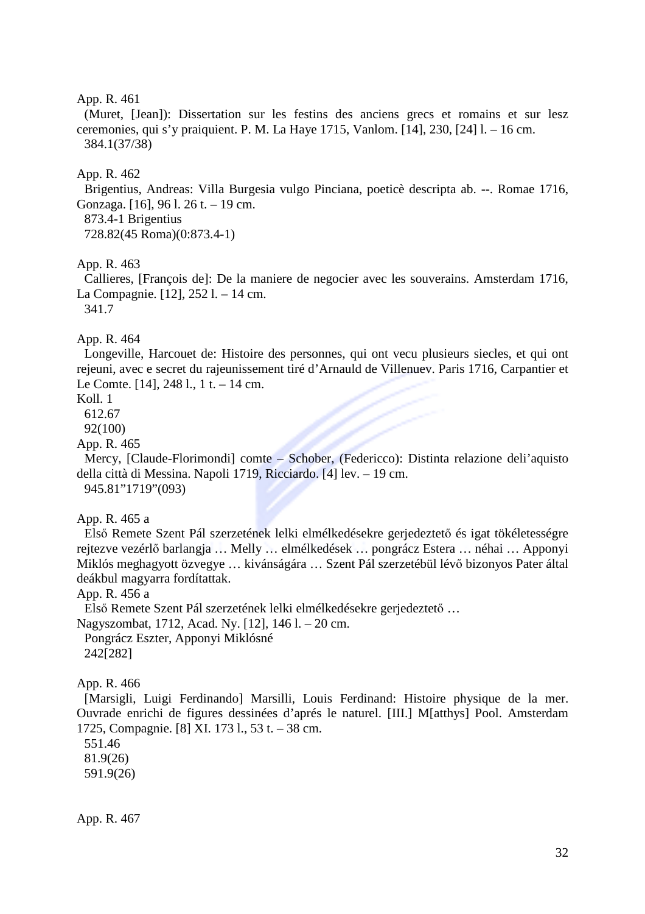App. R. 461

(Muret, [Jean]): Dissertation sur les festins des anciens grecs et romains et sur lesz ceremonies, qui s'y praiquient. P. M. La Haye 1715, Vanlom. [14], 230, [24] l. – 16 cm.

384.1(37/38)

App. R. 462

Brigentius, Andreas: Villa Burgesia vulgo Pinciana, poeticè descripta ab. --. Romae 1716, Gonzaga. [16], 96 l. 26 t. – 19 cm.

873.4-1 Brigentius

728.82(45 Roma)(0:873.4-1)

App. R. 463

Callieres, [François de]: De la maniere de negocier avec les souverains. Amsterdam 1716, La Compagnie. [12], 252 l. – 14 cm.

341.7

App. R. 464

Longeville, Harcouet de: Histoire des personnes, qui ont vecu plusieurs siecles, et qui ont rejeuni, avec e secret du rajeunissement tiré d'Arnauld de Villenuev. Paris 1716, Carpantier et Le Comte. [14], 248 l., 1 t. – 14 cm.

Koll. 1

612.67

92(100)

App. R. 465

Mercy, [Claude-Florimondi] comte – Schober, (Federicco): Distinta relazione deli'aquisto della città di Messina. Napoli 1719, Ricciardo. [4] lev. – 19 cm.

945.81"1719"(093)

App. R. 465 a

Első Remete Szent Pál szerzetének lelki elmélkedésekre gerjedeztető és igat tökéletességre rejtezve vezérlő barlangja … Melly … elmélkedések … pongrácz Estera … néhai … Apponyi Miklós meghagyott özvegye … kivánságára … Szent Pál szerzetébül lévő bizonyos Pater által deákbul magyarra fordítattak.

App. R. 456 a

Első Remete Szent Pál szerzetének lelki elmélkedésekre gerjedeztető …

Nagyszombat, 1712, Acad. Ny. [12], 146 l. – 20 cm.

Pongrácz Eszter, Apponyi Miklósné

242[282]

App. R. 466

[Marsigli, Luigi Ferdinando] Marsilli, Louis Ferdinand: Histoire physique de la mer. Ouvrade enrichi de figures dessinées d'aprés le naturel. [III.] M[atthys] Pool. Amsterdam 1725, Compagnie. [8] XI. 173 l., 53 t. – 38 cm.

551.46

81.9(26)

591.9(26)

App. R. 467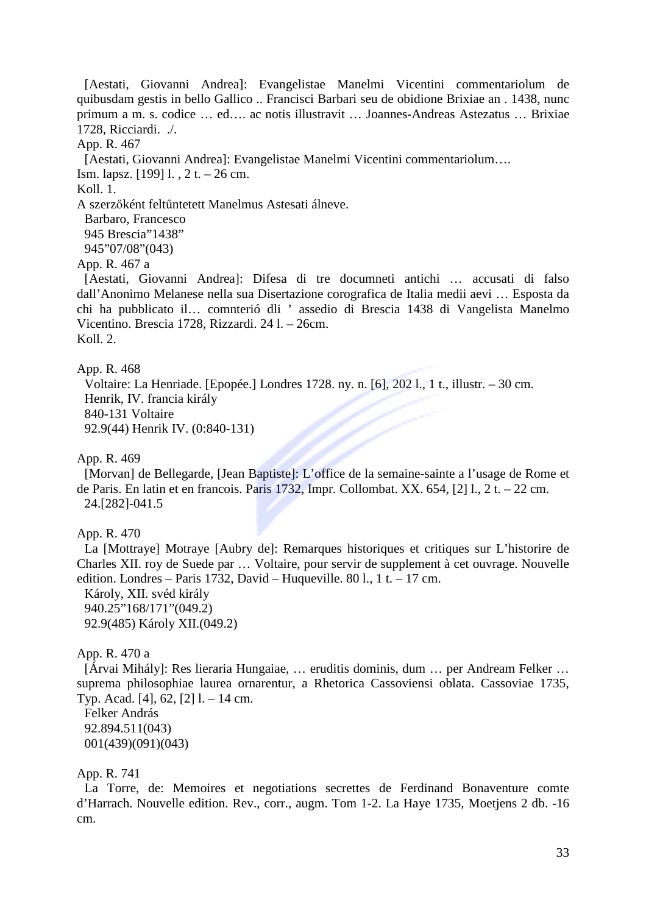[Aestati, Giovanni Andrea]: Evangelistae Manelmi Vicentini commentariolum de quibusdam gestis in bello Gallico .. Francisci Barbari seu de obidione Brixiae an . 1438, nunc primum a m. s. codice … ed…. ac notis illustravit … Joannes-Andreas Astezatus … Brixiae 1728, Ricciardi. ./.

App. R. 467

[Aestati, Giovanni Andrea]: Evangelistae Manelmi Vicentini commentariolum….

Ism. lapsz. [199] l. , 2 t. – 26 cm.

Koll. 1.

A szerzőként feltűntetett Manelmus Astesati álneve.

Barbaro, Francesco

945 Brescia”1438”

945”07/08”(043)

App. R. 467 a

[Aestati, Giovanni Andrea]: Difesa di tre documneti antichi … accusati di falso dall'Anonimo Melanese nella sua Disertazione corografica de Italia medii aevi … Esposta da chi ha pubblicato il… comnterió dli ' assedio di Brescia 1438 di Vangelista Manelmo Vicentino. Brescia 1728, Rizzardi. 24 l. – 26cm.

Koll. 2.

App. R. 468

Voltaire: La Henriade. [Epopée.] Londres 1728. ny. n. [6], 202 l., 1 t., illustr. – 30 cm.

Henrik, IV. francia király

840-131 Voltaire

92.9(44) Henrik IV. (0:840-131)

App. R. 469

[Morvan] de Bellegarde, [Jean Baptiste]: L'office de la semaine-sainte a l'usage de Rome et de Paris. En latin et en francois. Paris 1732, Impr. Collombat. XX. 654, [2] l., 2 t. – 22 cm.

24.[282]-041.5

App. R. 470

La [Mottraye] Motraye [Aubry de]: Remarques historiques et critiques sur L'historire de Charles XII. roy de Suede par … Voltaire, pour servir de supplement à cet ouvrage. Nouvelle edition. Londres – Paris 1732, David – Huqueville. 80 l., 1 t. – 17 cm.

Károly, XII. svéd király

940.25”168/171”(049.2)

92.9(485) Károly XII.(049.2)

App. R. 470 a

[Árvai Mihály]: Res lieraria Hungaiae, … eruditis dominis, dum … per Andream Felker … suprema philosophiae laurea ornarentur, a Rhetorica Cassoviensi oblata. Cassoviae 1735, Typ. Acad. [4], 62, [2] l. – 14 cm.

Felker András

92.894.511(043)

001(439)(091)(043)

App. R. 741

La Torre, de: Memoires et negotiations secrettes de Ferdinand Bonaventure comte d'Harrach. Nouvelle edition. Rev., corr., augm. Tom 1-2. La Haye 1735, Moetjens 2 db. -16 cm.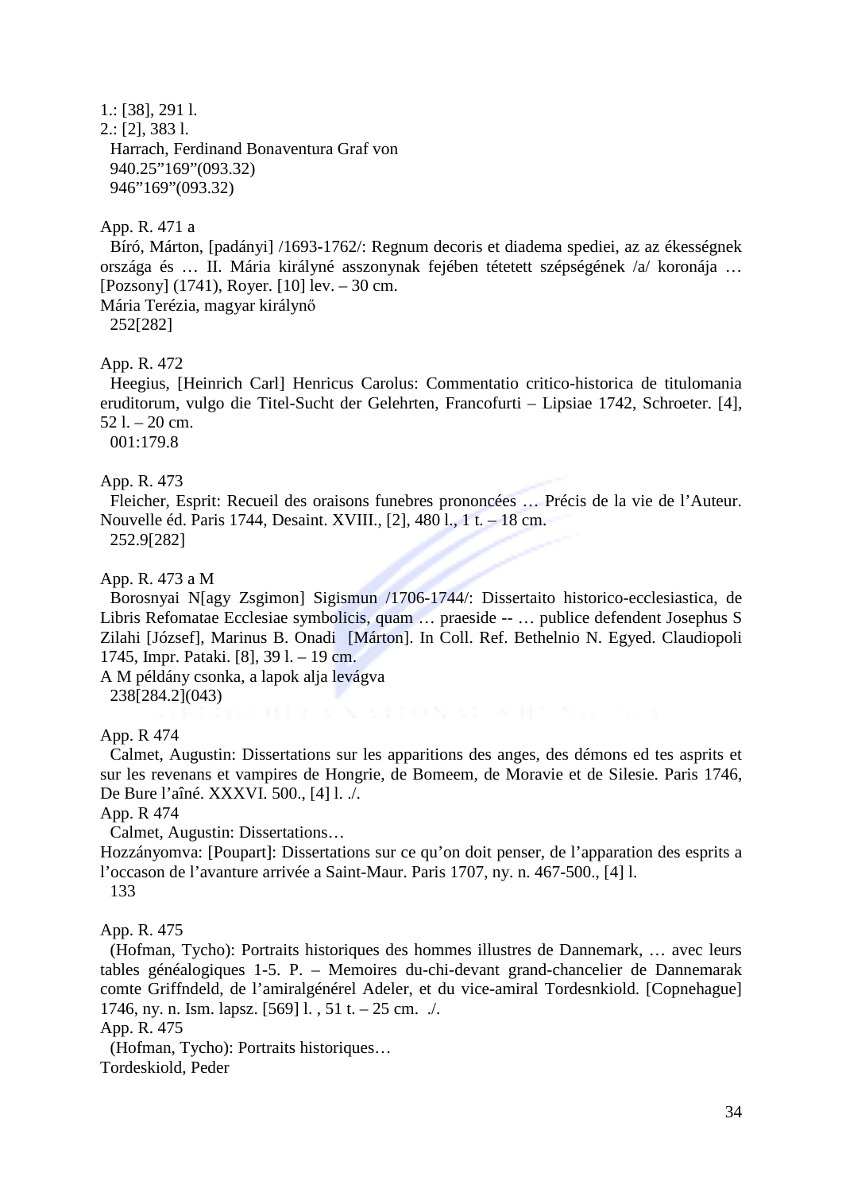1.: [38], 291 l.
2.: [2], 383 l.
  Harrach, Ferdinand Bonaventura Graf von
  940.25"169"(093.32)
  946"169"(093.32)

App. R. 471 a
  Bíró, Márton, [padányi] /1693-1762/: Regnum decoris et diadema spediei, az az ékességnek országa és … II. Mária királyné asszonynak fejében tétetett szépségének /a/ koronája … [Pozsony] (1741), Royer. [10] lev. – 30 cm.
Mária Terézia, magyar királynő
  252[282]

App. R. 472
  Heegius, [Heinrich Carl] Henricus Carolus: Commentatio critico-historica de titulomania eruditorum, vulgo die Titel-Sucht der Gelehrten, Francofurti – Lipsiae 1742, Schroeter. [4], 52 l. – 20 cm.
  001:179.8

App. R. 473
  Fleicher, Esprit: Recueil des oraisons funebres prononcées … Précis de la vie de l'Auteur. Nouvelle éd. Paris 1744, Desaint. XVIII., [2], 480 l., 1 t. – 18 cm.
  252.9[282]

App. R. 473 a M
  Borosnyai N[agy Zsgimon] Sigismun /1706-1744/: Dissertaito historico-ecclesiastica, de Libris Refomatae Ecclesiae symbolicis, quam … praeside -- … publice defendent Josephus S Zilahi [József], Marinus B. Onadi [Márton]. In Coll. Ref. Bethelnio N. Egyed. Claudiopoli 1745, Impr. Pataki. [8], 39 l. – 19 cm.
A M példány csonka, a lapok alja levágva
  238[284.2](043)

App. R 474
  Calmet, Augustin: Dissertations sur les apparitions des anges, des démons ed tes asprits et sur les revenans et vampires de Hongrie, de Bomeem, de Moravie et de Silesie. Paris 1746, De Bure l'aîné. XXXVI. 500., [4] l. ./.
App. R 474
  Calmet, Augustin: Dissertations…
Hozzányomva: [Poupart]: Dissertations sur ce qu'on doit penser, de l'apparation des esprits a l'occason de l'avanture arrivée a Saint-Maur. Paris 1707, ny. n. 467-500., [4] l.
  133

App. R. 475
  (Hofman, Tycho): Portraits historiques des hommes illustres de Dannemark, … avec leurs tables généalogiques 1-5. P. – Memoires du-chi-devant grand-chancelier de Dannemarak comte Griffndeld, de l'amiralgénérel Adeler, et du vice-amiral Tordesnkiold. [Copnehague] 1746, ny. n. Ism. lapsz. [569] l. , 51 t. – 25 cm. ./.
App. R. 475
  (Hofman, Tycho): Portraits historiques…
Tordeskiold, Peder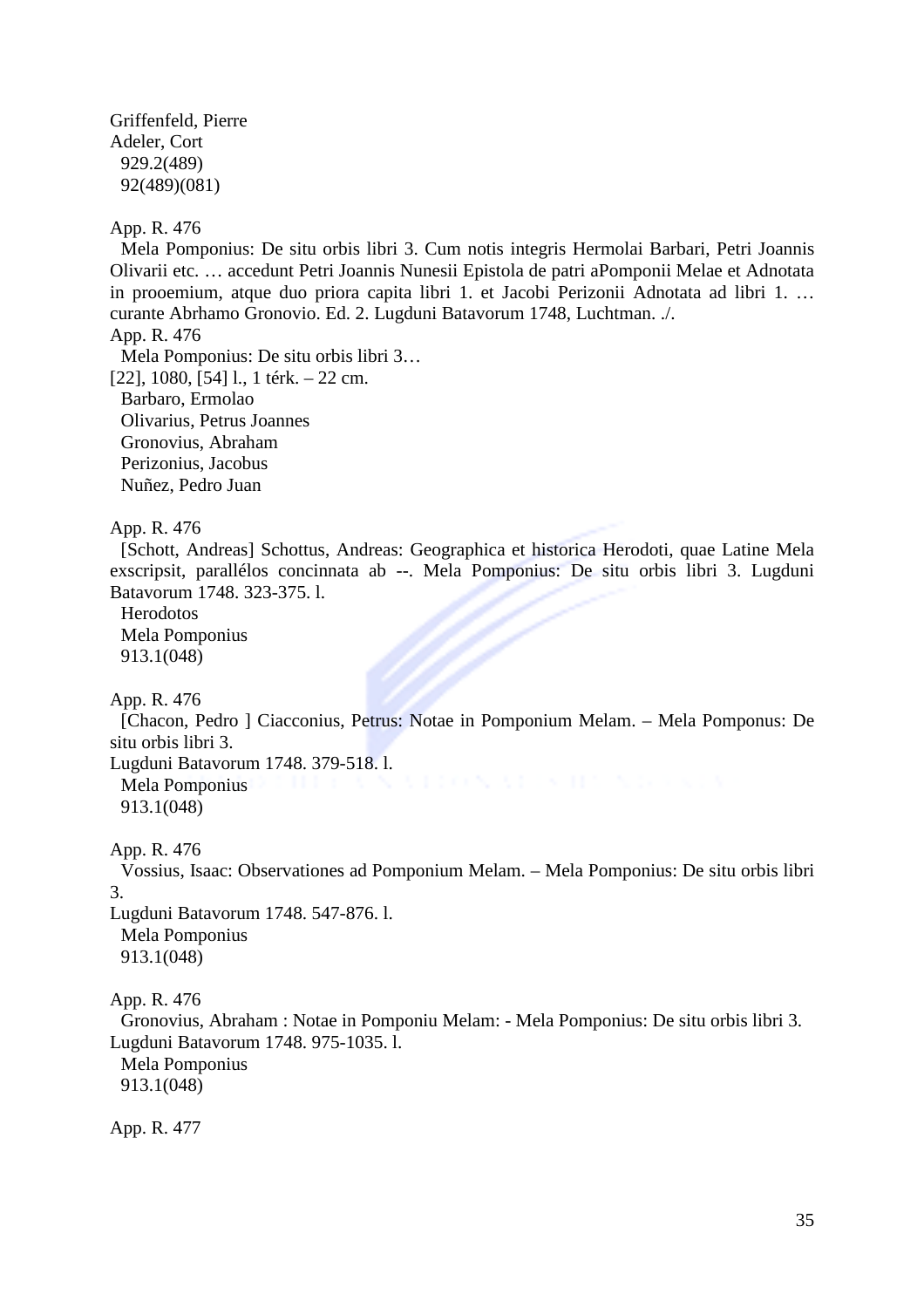Griffenfeld, Pierre
Adeler, Cort
929.2(489)
92(489)(081)

App. R. 476
Mela Pomponius: De situ orbis libri 3. Cum notis integris Hermolai Barbari, Petri Joannis Olivarii etc. … accedunt Petri Joannis Nunesii Epistola de patri aPomponii Melae et Adnotata in prooemium, atque duo priora capita libri 1. et Jacobi Perizonii Adnotata ad libri 1. … curante Abrhamo Gronovio. Ed. 2. Lugduni Batavorum 1748, Luchtman. ./.
App. R. 476
Mela Pomponius: De situ orbis libri 3…
[22], 1080, [54] l., 1 térk. – 22 cm.
Barbaro, Ermolao
Olivarius, Petrus Joannes
Gronovius, Abraham
Perizonius, Jacobus
Nuñez, Pedro Juan

App. R. 476
[Schott, Andreas] Schottus, Andreas: Geographica et historica Herodoti, quae Latine Mela exscripsit, parallélos concinnata ab --. Mela Pomponius: De situ orbis libri 3. Lugduni Batavorum 1748. 323-375. l.
Herodotos
Mela Pomponius
913.1(048)

App. R. 476
[Chacon, Pedro ] Ciacconius, Petrus: Notae in Pomponium Melam. – Mela Pomponus: De situ orbis libri 3.
Lugduni Batavorum 1748. 379-518. l.
Mela Pomponius
913.1(048)

App. R. 476
Vossius, Isaac: Observationes ad Pomponium Melam. – Mela Pomponius: De situ orbis libri 3.
Lugduni Batavorum 1748. 547-876. l.
Mela Pomponius
913.1(048)

App. R. 476
Gronovius, Abraham : Notae in Pomponiu Melam: - Mela Pomponius: De situ orbis libri 3.
Lugduni Batavorum 1748. 975-1035. l.
Mela Pomponius
913.1(048)

App. R. 477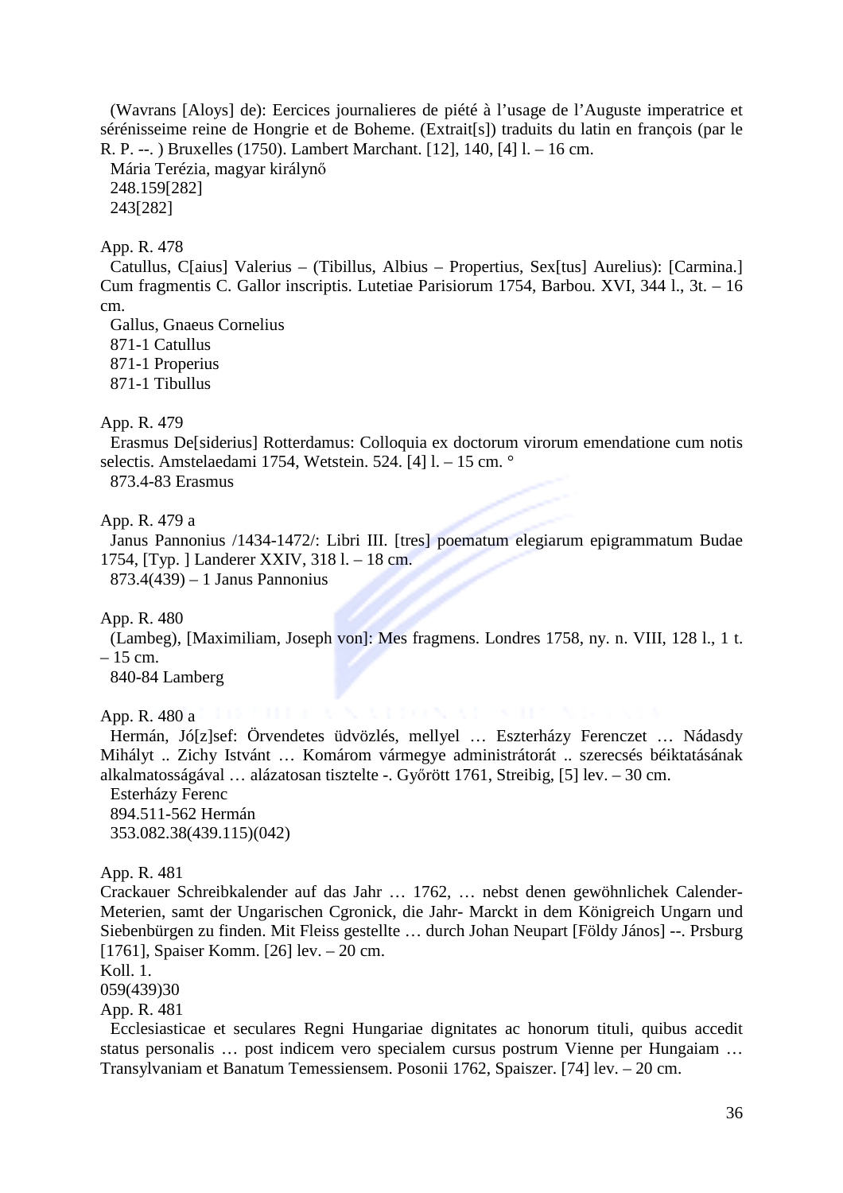(Wavrans [Aloys] de): Eercices journalieres de piété à l'usage de l'Auguste imperatrice et sérénisseime reine de Hongrie et de Boheme. (Extrait[s]) traduits du latin en françois (par le R. P. --. ) Bruxelles (1750). Lambert Marchant. [12], 140, [4] l. – 16 cm.
Mária Terézia, magyar királynő
248.159[282]
243[282]

App. R. 478
Catullus, C[aius] Valerius – (Tibillus, Albius – Propertius, Sex[tus] Aurelius): [Carmina.] Cum fragmentis C. Gallor inscriptis. Lutetiae Parisiorum 1754, Barbou. XVI, 344 l., 3t. – 16 cm.
Gallus, Gnaeus Cornelius
871-1 Catullus
871-1 Properius
871-1 Tibullus

App. R. 479
Erasmus De[siderius] Rotterdamus: Colloquia ex doctorum virorum emendatione cum notis selectis. Amstelaedami 1754, Wetstein. 524. [4] l. – 15 cm. °
873.4-83 Erasmus

App. R. 479 a
Janus Pannonius /1434-1472/: Libri III. [tres] poematum elegiarum epigrammatum Budae 1754, [Typ. ] Landerer XXIV, 318 l. – 18 cm.
873.4(439) – 1 Janus Pannonius

App. R. 480
(Lambeg), [Maximiliam, Joseph von]: Mes fragmens. Londres 1758, ny. n. VIII, 128 l., 1 t. – 15 cm.
840-84 Lamberg

App. R. 480 a
Hermán, Jó[z]sef: Örvendetes üdvözlés, mellyel … Eszterházy Ferenczet … Nádasdy Mihályt .. Zichy Istvánt … Komárom vármegye administrátorát .. szerecsés béiktatásának alkalmatosságával … alázatosan tisztelte -. Győrött 1761, Streibig, [5] lev. – 30 cm.
Esterházy Ferenc
894.511-562 Hermán
353.082.38(439.115)(042)

App. R. 481
Crackauer Schreibkalender auf das Jahr … 1762, … nebst denen gewöhnlichek Calender-Meterien, samt der Ungarischen Cgronick, die Jahr- Marckt in dem Königreich Ungarn und Siebenbürgen zu finden. Mit Fleiss gestellte … durch Johan Neupart [Földy János] --. Prsburg [1761], Spaiser Komm. [26] lev. – 20 cm.
Koll. 1.
059(439)30
App. R. 481
Ecclesiasticae et seculares Regni Hungariae dignitates ac honorum tituli, quibus accedit status personalis … post indicem vero specialem cursus postrum Vienne per Hungaiam … Transylvaniam et Banatum Temessiensem. Posonii 1762, Spaiszer. [74] lev. – 20 cm.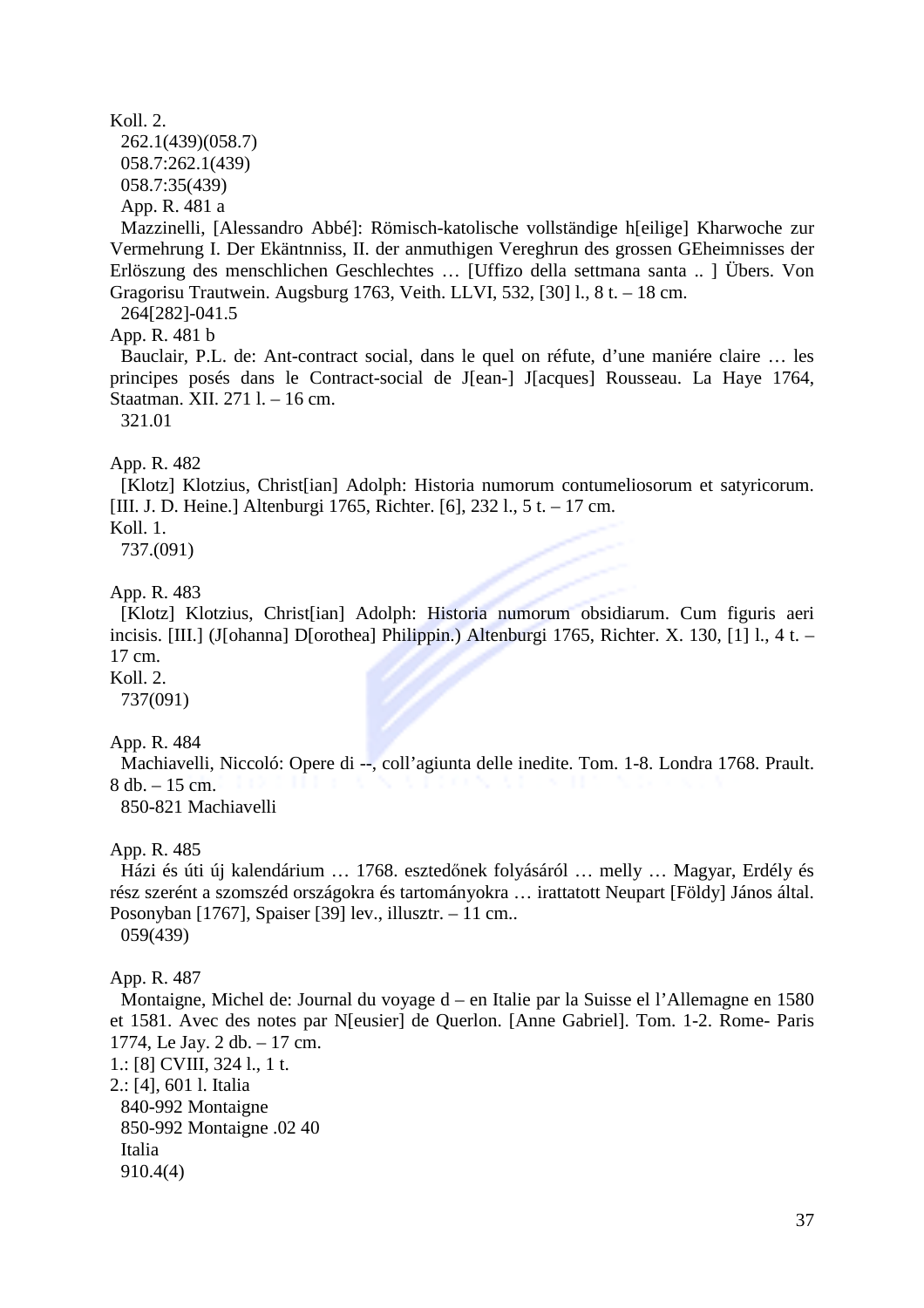Koll. 2.
262.1(439)(058.7)
058.7:262.1(439)
058.7:35(439)
App. R. 481 a
Mazzinelli, [Alessandro Abbé]: Römisch-katolische vollständige h[eilige] Kharwoche zur Vermehrung I. Der Ekäntnniss, II. der anmuthigen Vereghrun des grossen GEheimnisses der Erlöszung des menschlichen Geschlechtes … [Uffizo della settmana santa .. ] Übers. Von Gragorisu Trautwein. Augsburg 1763, Veith. LLVI, 532, [30] l., 8 t. – 18 cm.
264[282]-041.5
App. R. 481 b
Bauclair, P.L. de: Ant-contract social, dans le quel on réfute, d'une maniére claire … les principes posés dans le Contract-social de J[ean-] J[acques] Rousseau. La Haye 1764, Staatman. XII. 271 l. – 16 cm.
321.01

App. R. 482
[Klotz] Klotzius, Christ[ian] Adolph: Historia numorum contumeliosorum et satyricorum. [III. J. D. Heine.] Altenburgi 1765, Richter. [6], 232 l., 5 t. – 17 cm.
Koll. 1.
737.(091)

App. R. 483
[Klotz] Klotzius, Christ[ian] Adolph: Historia numorum obsidiarum. Cum figuris aeri incisis. [III.] (J[ohanna] D[orothea] Philippin.) Altenburgi 1765, Richter. X. 130, [1] l., 4 t. – 17 cm.
Koll. 2.
737(091)

App. R. 484
Machiavelli, Niccoló: Opere di --, coll'agiunta delle inedite. Tom. 1-8. Londra 1768. Prault. 8 db. – 15 cm.
850-821 Machiavelli

App. R. 485
Házi és úti új kalendárium … 1768. esztedőnek folyásáról … melly … Magyar, Erdély és rész szerént a szomszéd országokra és tartományokra … irattatott Neupart [Földy] János által. Posonyban [1767], Spaiser [39] lev., illusztr. – 11 cm..
059(439)

App. R. 487
Montaigne, Michel de: Journal du voyage d – en Italie par la Suisse el l'Allemagne en 1580 et 1581. Avec des notes par N[eusier] de Querlon. [Anne Gabriel]. Tom. 1-2. Rome- Paris 1774, Le Jay. 2 db. – 17 cm.
1.: [8] CVIII, 324 l., 1 t.
2.: [4], 601 l. Italia
840-992 Montaigne
850-992 Montaigne .02 40
Italia
910.4(4)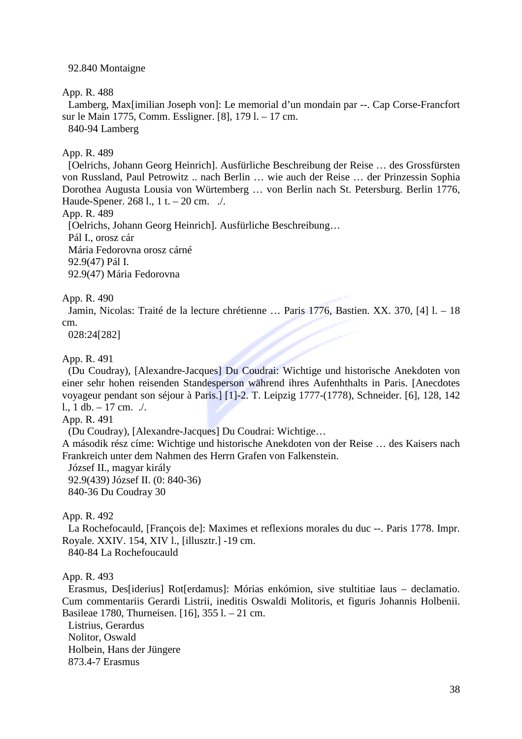92.840 Montaigne

App. R. 488

Lamberg, Max[imilian Joseph von]: Le memorial d'un mondain par --. Cap Corse-Francfort sur le Main 1775, Comm. Essligner. [8], 179 l. – 17 cm.

840-94 Lamberg

App. R. 489

[Oelrichs, Johann Georg Heinrich]. Ausfürliche Beschreibung der Reise … des Grossfürsten von Russland, Paul Petrowitz .. nach Berlin … wie auch der Reise … der Prinzessin Sophia Dorothea Augusta Lousia von Würtemberg … von Berlin nach St. Petersburg. Berlin 1776, Haude-Spener. 268 l., 1 t. – 20 cm. ./.

App. R. 489

[Oelrichs, Johann Georg Heinrich]. Ausfürliche Beschreibung…

Pál I., orosz cár

Mária Fedorovna orosz cárné

92.9(47) Pál I.

92.9(47) Mária Fedorovna

App. R. 490

Jamin, Nicolas: Traité de la lecture chrétienne … Paris 1776, Bastien. XX. 370, [4] l. – 18 cm.

028:24[282]

App. R. 491

(Du Coudray), [Alexandre-Jacques] Du Coudrai: Wichtige und historische Anekdoten von einer sehr hohen reisenden Standesperson während ihres Aufenhthalts in Paris. [Anecdotes voyageur pendant son séjour à Paris.] [1]-2. T. Leipzig 1777-(1778), Schneider. [6], 128, 142 l., 1 db. – 17 cm. ./.

App. R. 491

(Du Coudray), [Alexandre-Jacques] Du Coudrai: Wichtige…

A második rész címe: Wichtige und historische Anekdoten von der Reise … des Kaisers nach Frankreich unter dem Nahmen des Herrn Grafen von Falkenstein.

József II., magyar király

92.9(439) József II. (0: 840-36)

840-36 Du Coudray 30

App. R. 492

La Rochefocauld, [François de]: Maximes et reflexions morales du duc --. Paris 1778. Impr. Royale. XXIV. 154, XIV l., [illusztr.] -19 cm.

840-84 La Rochefoucauld

App. R. 493

Erasmus, Des[iderius] Rot[erdamus]: Mórias enkómion, sive stultitiae laus – declamatio. Cum commentariis Gerardi Listrii, ineditis Oswaldi Molitoris, et figuris Johannis Holbenii. Basileae 1780, Thurneisen. [16], 355 l. – 21 cm.

Listrius, Gerardus

Nolitor, Oswald

Holbein, Hans der Jüngere

873.4-7 Erasmus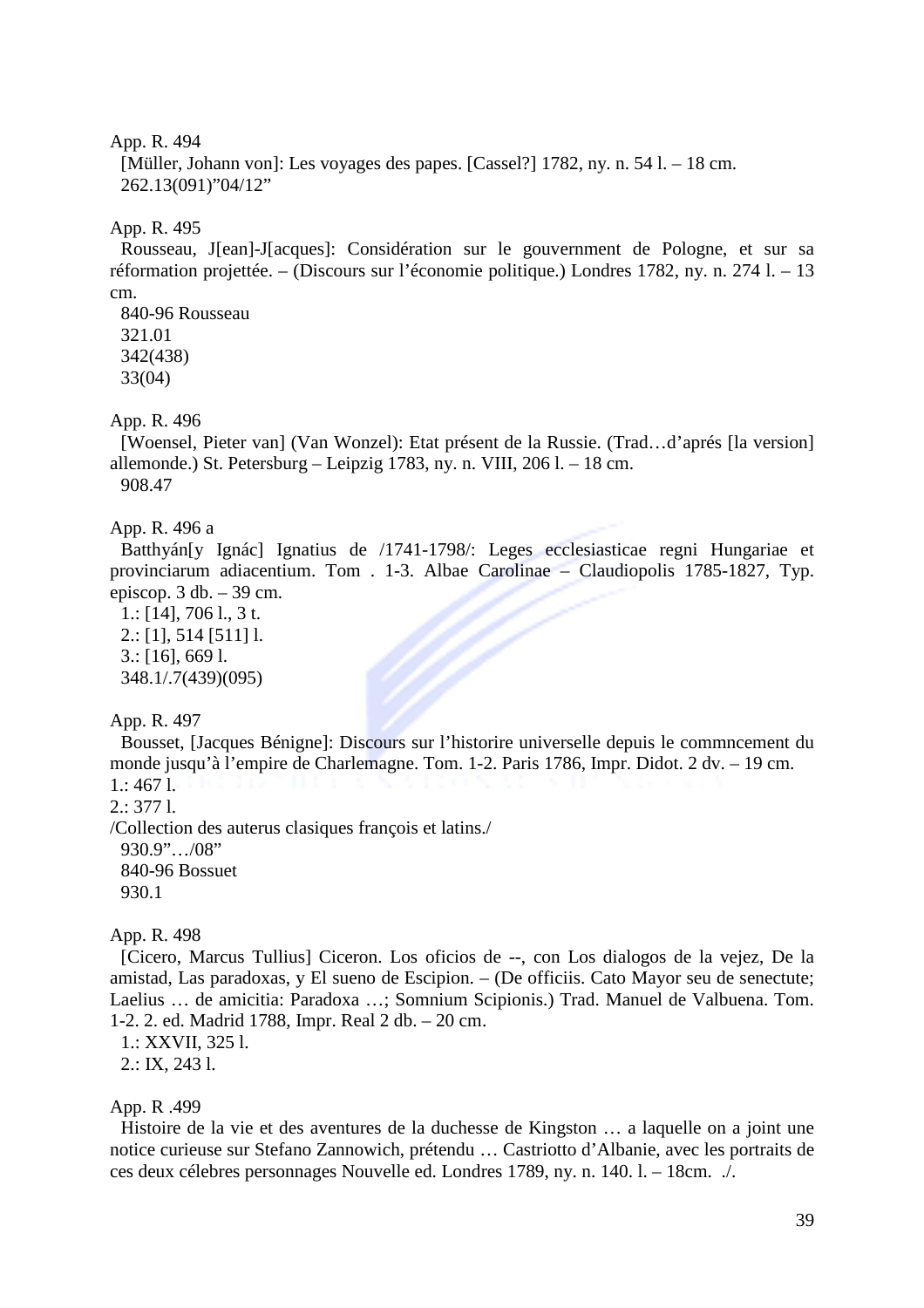App. R. 494

[Müller, Johann von]: Les voyages des papes. [Cassel?] 1782, ny. n. 54 l. – 18 cm.
262.13(091)”04/12”

App. R. 495

Rousseau, J[ean]-J[acques]: Considération sur le gouvernment de Pologne, et sur sa réformation projettée. – (Discours sur l’économie politique.) Londres 1782, ny. n. 274 l. – 13 cm.
840-96 Rousseau
321.01
342(438)
33(04)

App. R. 496

[Woensel, Pieter van] (Van Wonzel): Etat présent de la Russie. (Trad…d’aprés [la version] allemonde.) St. Petersburg – Leipzig 1783, ny. n. VIII, 206 l. – 18 cm.
908.47

App. R. 496 a

Batthyán[y Ignác] Ignatius de /1741-1798/: Leges ecclesiasticae regni Hungariae et provinciarum adiacentium. Tom . 1-3. Albae Carolinae – Claudiopolis 1785-1827, Typ. episcop. 3 db. – 39 cm.
1.: [14], 706 l., 3 t.
2.: [1], 514 [511] l.
3.: [16], 669 l.
348.1/.7(439)(095)

App. R. 497

Bousset, [Jacques Bénigne]: Discours sur l’historire universelle depuis le commncement du monde jusqu’à l’empire de Charlemagne. Tom. 1-2. Paris 1786, Impr. Didot. 2 dv. – 19 cm.
1.: 467 l.
2.: 377 l.
/Collection des auterus clasiques françois et latins./
930.9”…/08”
840-96 Bossuet
930.1

App. R. 498

[Cicero, Marcus Tullius] Ciceron. Los oficios de --, con Los dialogos de la vejez, De la amistad, Las paradoxas, y El sueno de Escipion. – (De officiis. Cato Mayor seu de senectute; Laelius … de amicitia: Paradoxa …; Somnium Scipionis.) Trad. Manuel de Valbuena. Tom. 1-2. 2. ed. Madrid 1788, Impr. Real 2 db. – 20 cm.
1.: XXVII, 325 l.
2.: IX, 243 l.

App. R .499

Histoire de la vie et des aventures de la duchesse de Kingston … a laquelle on a joint une notice curieuse sur Stefano Zannowich, prétendu … Castriotto d’Albanie, avec les portraits de ces deux célebres personnages Nouvelle ed. Londres 1789, ny. n. 140. l. – 18cm. ./.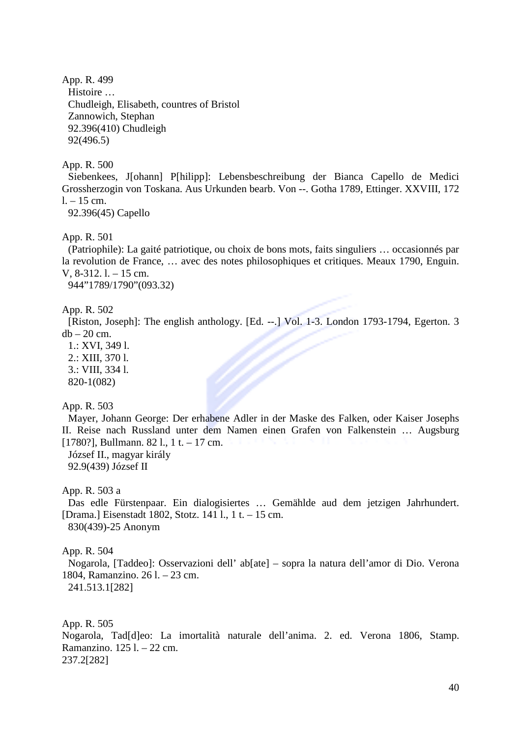App. R. 499
Histoire …
Chudleigh, Elisabeth, countres of Bristol
Zannowich, Stephan
92.396(410) Chudleigh
92(496.5)

App. R. 500
Siebenkees, J[ohann] P[hilipp]: Lebensbeschreibung der Bianca Capello de Medici Grossherzogin von Toskana. Aus Urkunden bearb. Von --. Gotha 1789, Ettinger. XXVIII, 172 l. – 15 cm.
92.396(45) Capello

App. R. 501
(Patriophile): La gaité patriotique, ou choix de bons mots, faits singuliers … occasionnés par la revolution de France, … avec des notes philosophiques et critiques. Meaux 1790, Enguin. V, 8-312. l. – 15 cm.
944”1789/1790”(093.32)

App. R. 502
[Riston, Joseph]: The english anthology. [Ed. --.] Vol. 1-3. London 1793-1794, Egerton. 3 db – 20 cm.
1.: XVI, 349 l.
2.: XIII, 370 l.
3.: VIII, 334 l.
820-1(082)

App. R. 503
Mayer, Johann George: Der erhabene Adler in der Maske des Falken, oder Kaiser Josephs II. Reise nach Russland unter dem Namen einen Grafen von Falkenstein … Augsburg [1780?], Bullmann. 82 l., 1 t. – 17 cm.
József II., magyar király
92.9(439) József II

App. R. 503 a
Das edle Fürstenpaar. Ein dialogisiertes … Gemählde aud dem jetzigen Jahrhundert. [Drama.] Eisenstadt 1802, Stotz. 141 l., 1 t. – 15 cm.
830(439)-25 Anonym

App. R. 504
Nogarola, [Taddeo]: Osservazioni dell’ ab[ate] – sopra la natura dell’amor di Dio. Verona 1804, Ramanzino. 26 l. – 23 cm.
241.513.1[282]

App. R. 505
Nogarola, Tad[d]eo: La imortalità naturale dell’anima. 2. ed. Verona 1806, Stamp. Ramanzino. 125 l. – 22 cm.
237.2[282]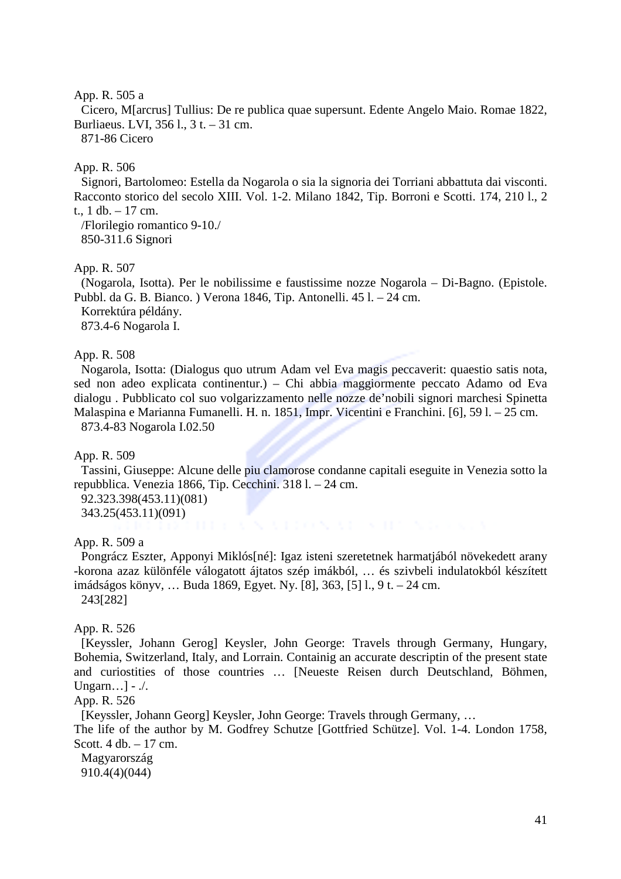App. R. 505 a

Cicero, M[arcrus] Tullius: De re publica quae supersunt. Edente Angelo Maio. Romae 1822, Burliaeus. LVI, 356 l., 3 t. – 31 cm.

871-86 Cicero

App. R. 506

Signori, Bartolomeo: Estella da Nogarola o sia la signoria dei Torriani abbattuta dai visconti. Racconto storico del secolo XIII. Vol. 1-2. Milano 1842, Tip. Borroni e Scotti. 174, 210 l., 2 t., 1 db. – 17 cm.

/Florilegio romantico 9-10./

850-311.6 Signori

App. R. 507

(Nogarola, Isotta). Per le nobilissime e faustissime nozze Nogarola – Di-Bagno. (Epistole. Pubbl. da G. B. Bianco. ) Verona 1846, Tip. Antonelli. 45 l. – 24 cm.

Korrektúra példány.

873.4-6 Nogarola I.

App. R. 508

Nogarola, Isotta: (Dialogus quo utrum Adam vel Eva magis peccaverit: quaestio satis nota, sed non adeo explicata continentur.) – Chi abbia maggiormente peccato Adamo od Eva dialogu . Pubblicato col suo volgarizzamento nelle nozze de'nobili signori marchesi Spinetta Malaspina e Marianna Fumanelli. H. n. 1851, Impr. Vicentini e Franchini. [6], 59 l. – 25 cm.

873.4-83 Nogarola I.02.50

App. R. 509

Tassini, Giuseppe: Alcune delle piu clamorose condanne capitali eseguite in Venezia sotto la repubblica. Venezia 1866, Tip. Cecchini. 318 l. – 24 cm.

92.323.398(453.11)(081)

343.25(453.11)(091)

App. R. 509 a

Pongrácz Eszter, Apponyi Miklós[né]: Igaz isteni szeretetnek harmatjából növekedett arany -korona azaz különféle válogatott ájtatos szép imákból, … és szivbeli indulatokból készített imádságos könyv, … Buda 1869, Egyet. Ny. [8], 363, [5] l., 9 t. – 24 cm.

243[282]

App. R. 526

[Keyssler, Johann Gerog] Keysler, John George: Travels through Germany, Hungary, Bohemia, Switzerland, Italy, and Lorrain. Containig an accurate descriptin of the present state and curiostities of those countries … [Neueste Reisen durch Deutschland, Böhmen, Ungarn…] - ./.

App. R. 526

[Keyssler, Johann Georg] Keysler, John George: Travels through Germany, …

The life of the author by M. Godfrey Schutze [Gottfried Schütze]. Vol. 1-4. London 1758, Scott. 4 db. – 17 cm.

Magyarország

910.4(4)(044)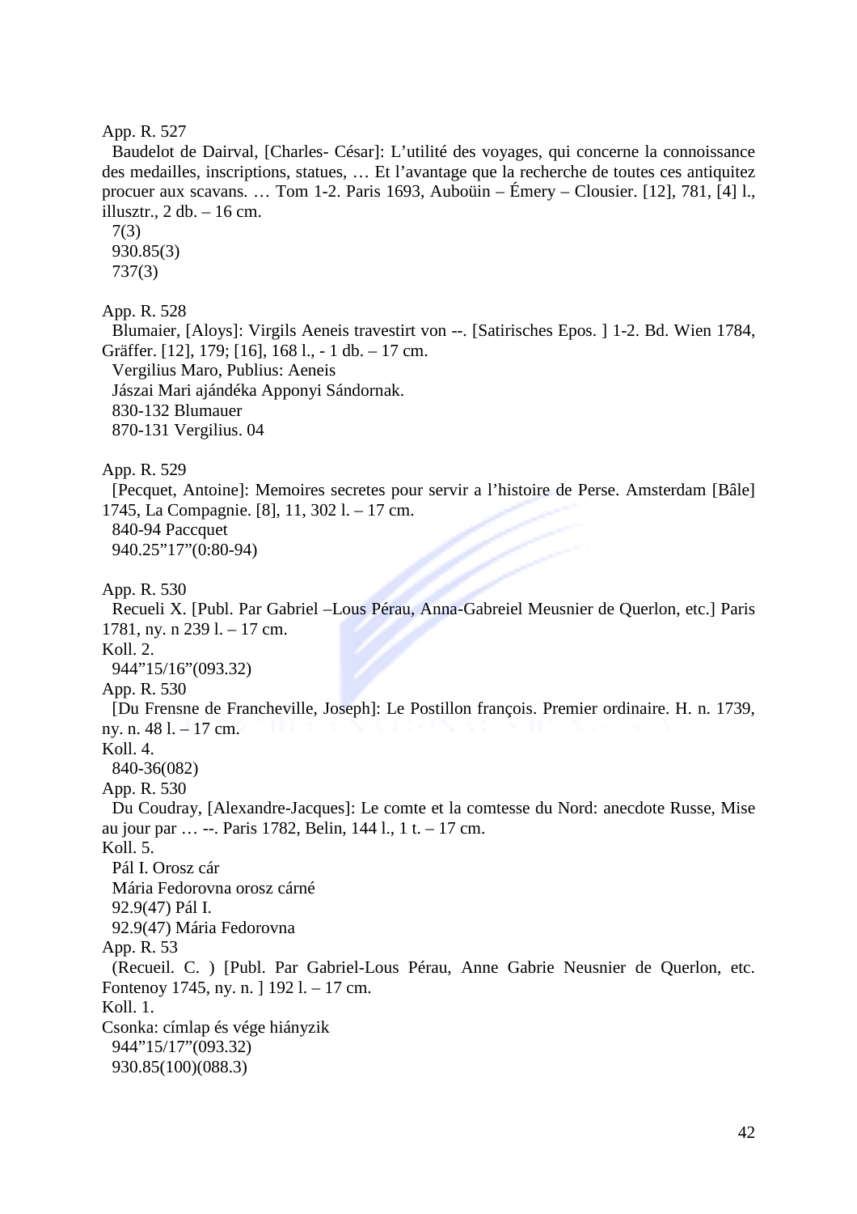App. R. 527

Baudelot de Dairval, [Charles- César]: L'utilité des voyages, qui concerne la connoissance des medailles, inscriptions, statues, … Et l'avantage que la recherche de toutes ces antiquitez procuer aux scavans. … Tom 1-2. Paris 1693, Auboüin – Émery – Clousier. [12], 781, [4] l., illusztr., 2 db. – 16 cm.

7(3)
930.85(3)
737(3)

App. R. 528

Blumaier, [Aloys]: Virgils Aeneis travestirt von --. [Satirisches Epos. ] 1-2. Bd. Wien 1784, Gräffer. [12], 179; [16], 168 l., - 1 db. – 17 cm.

Vergilius Maro, Publius: Aeneis
Jászai Mari ajándéka Apponyi Sándornak.
830-132 Blumauer
870-131 Vergilius. 04

App. R. 529

[Pecquet, Antoine]: Memoires secretes pour servir a l'histoire de Perse. Amsterdam [Bâle] 1745, La Compagnie. [8], 11, 302 l. – 17 cm.

840-94 Paccquet
940.25"17"(0:80-94)

App. R. 530

Recueli X. [Publ. Par Gabriel –Lous Pérau, Anna-Gabreiel Meusnier de Querlon, etc.] Paris 1781, ny. n 239 l. – 17 cm.

Koll. 2.

944"15/16"(093.32)

App. R. 530

[Du Frensne de Francheville, Joseph]: Le Postillon françois. Premier ordinaire. H. n. 1739, ny. n. 48 l. – 17 cm.

Koll. 4.

840-36(082)

App. R. 530

Du Coudray, [Alexandre-Jacques]: Le comte et la comtesse du Nord: anecdote Russe, Mise au jour par … --. Paris 1782, Belin, 144 l., 1 t. – 17 cm.

Koll. 5.

Pál I. Orosz cár
Mária Fedorovna orosz cárné
92.9(47) Pál I.
92.9(47) Mária Fedorovna

App. R. 53

(Recueil. C. ) [Publ. Par Gabriel-Lous Pérau, Anne Gabrie Neusnier de Querlon, etc. Fontenoy 1745, ny. n. ] 192 l. – 17 cm.

Koll. 1.

Csonka: címlap és vége hiányzik

944"15/17"(093.32)
930.85(100)(088.3)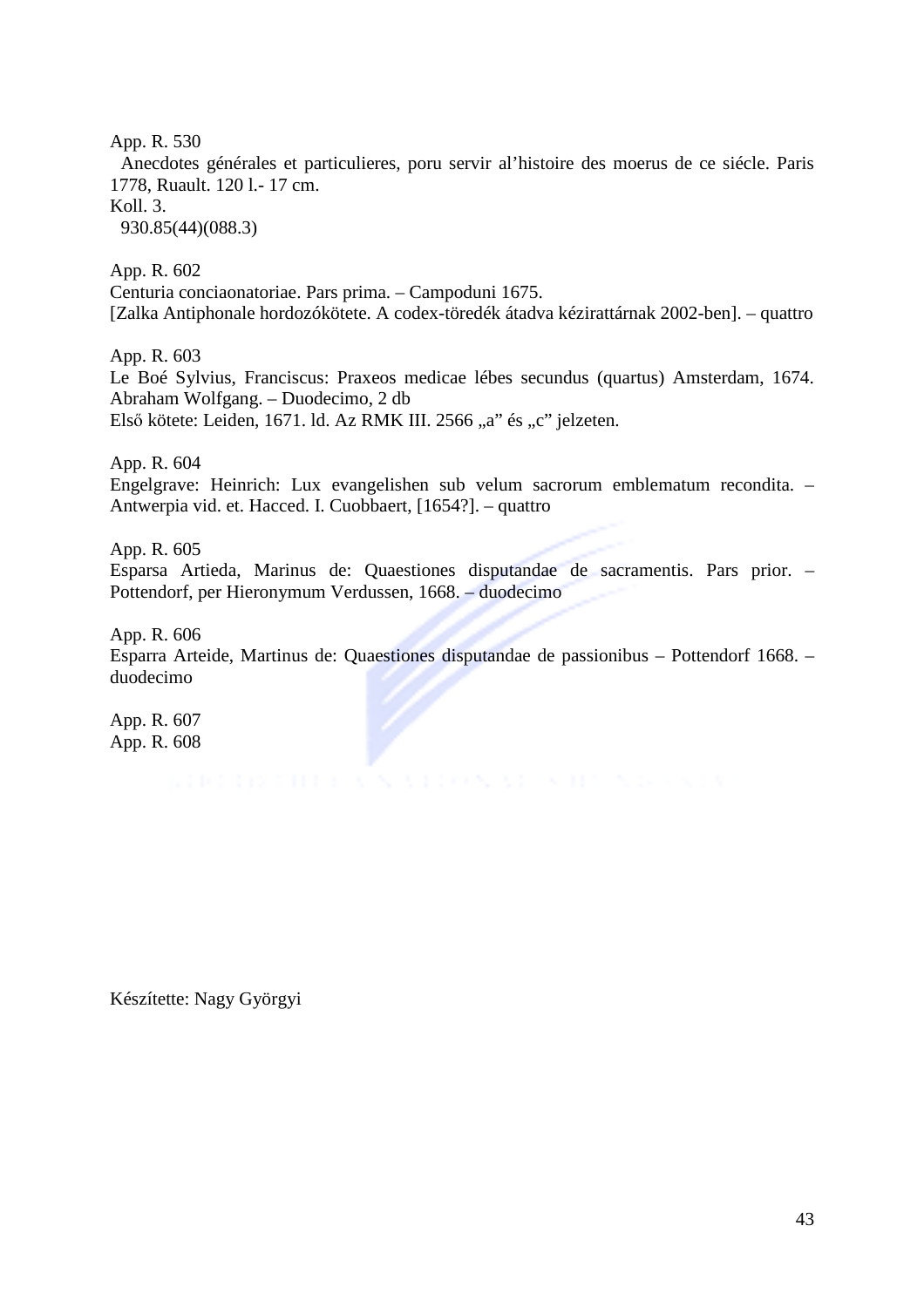App. R. 530
Anecdotes générales et particulieres, poru servir al'histoire des moerus de ce siécle. Paris 1778, Ruault. 120 l.- 17 cm.
Koll. 3.
930.85(44)(088.3)

App. R. 602
Centuria conciaonatoriae. Pars prima. – Campoduni 1675.
[Zalka Antiphonale hordozókötete. A codex-töredék átadva kézirattárnak 2002-ben]. – quattro

App. R. 603
Le Boé Sylvius, Franciscus: Praxeos medicae lébes secundus (quartus) Amsterdam, 1674. Abraham Wolfgang. – Duodecimo, 2 db
Első kötete: Leiden, 1671. ld. Az RMK III. 2566 „a" és „c" jelzeten.

App. R. 604
Engelgrave: Heinrich: Lux evangelishen sub velum sacrorum emblematum recondita. – Antwerpia vid. et. Hacced. I. Cuobbaert, [1654?]. – quattro

App. R. 605
Esparsa Artieda, Marinus de: Quaestiones disputandae de sacramentis. Pars prior. – Pottendorf, per Hieronymum Verdussen, 1668. – duodecimo

App. R. 606
Esparra Arteide, Martinus de: Quaestiones disputandae de passionibus – Pottendorf 1668. – duodecimo

App. R. 607
App. R. 608

Készítette: Nagy Györgyi